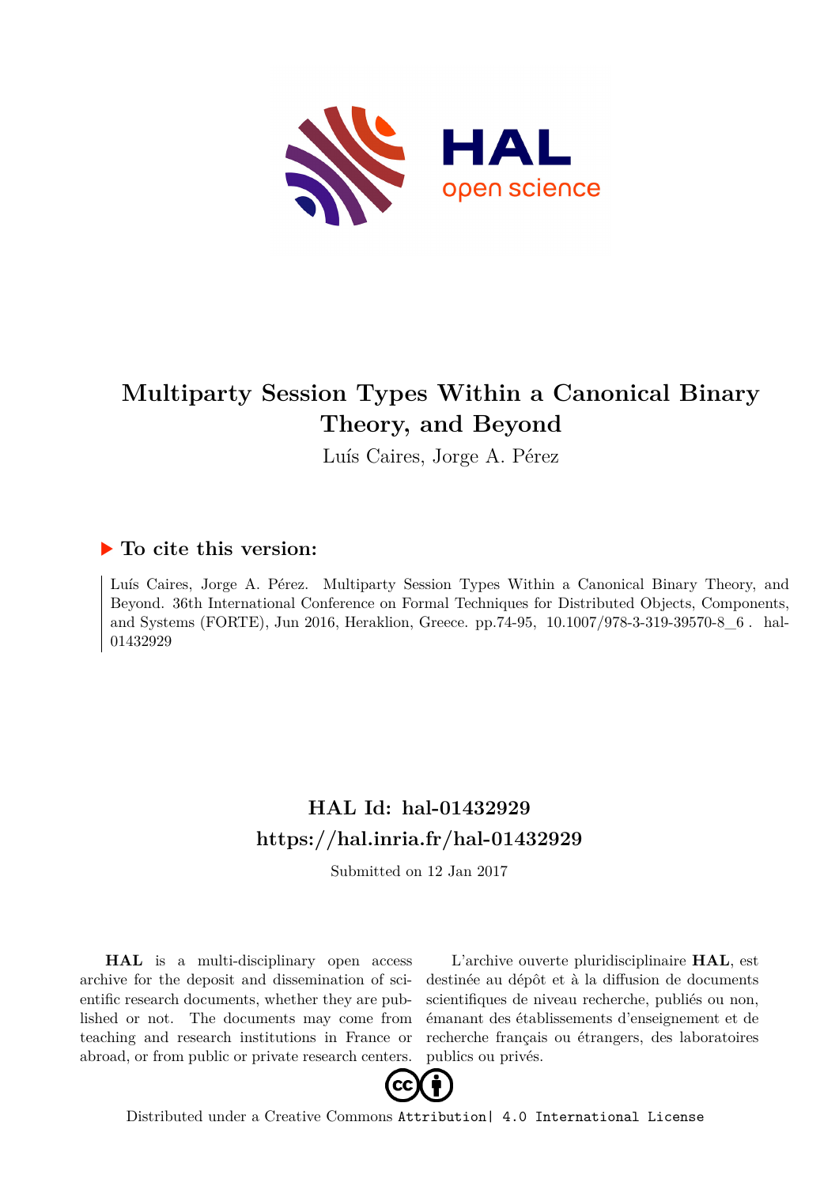# Multiparty Session Types Within a Canonical Binary Theory, and Beyond

Luís Caires, Jorge A. Pérez

## ▶ To cite this version:

Luís Caires, Jorge A. Pérez. Multiparty Session Types Within a Canonical Binary Theory, and Beyond. 36th International Conference on Formal Techniques for Distributed Objects, Components, and Systems (FORTE), Jun 2016, Heraklion, Greece. pp.74-95, 10.1007/978-3-319-39570-8_6 . hal-01432929

## HAL Id: hal-01432929

## https://hal.inria.fr/hal-01432929

Submitted on 12 Jan 2017

**HAL** is a multi-disciplinary open access archive for the deposit and dissemination of scientific research documents, whether they are published or not. The documents may come from teaching and research institutions in France or abroad, or from public or private research centers.

L'archive ouverte pluridisciplinaire **HAL**, est destinée au dépôt et à la diffusion de documents scientifiques de niveau recherche, publiés ou non, émanant des établissements d'enseignement et de recherche français ou étrangers, des laboratoires publics ou privés.

Distributed under a Creative Commons Attribution| 4.0 International License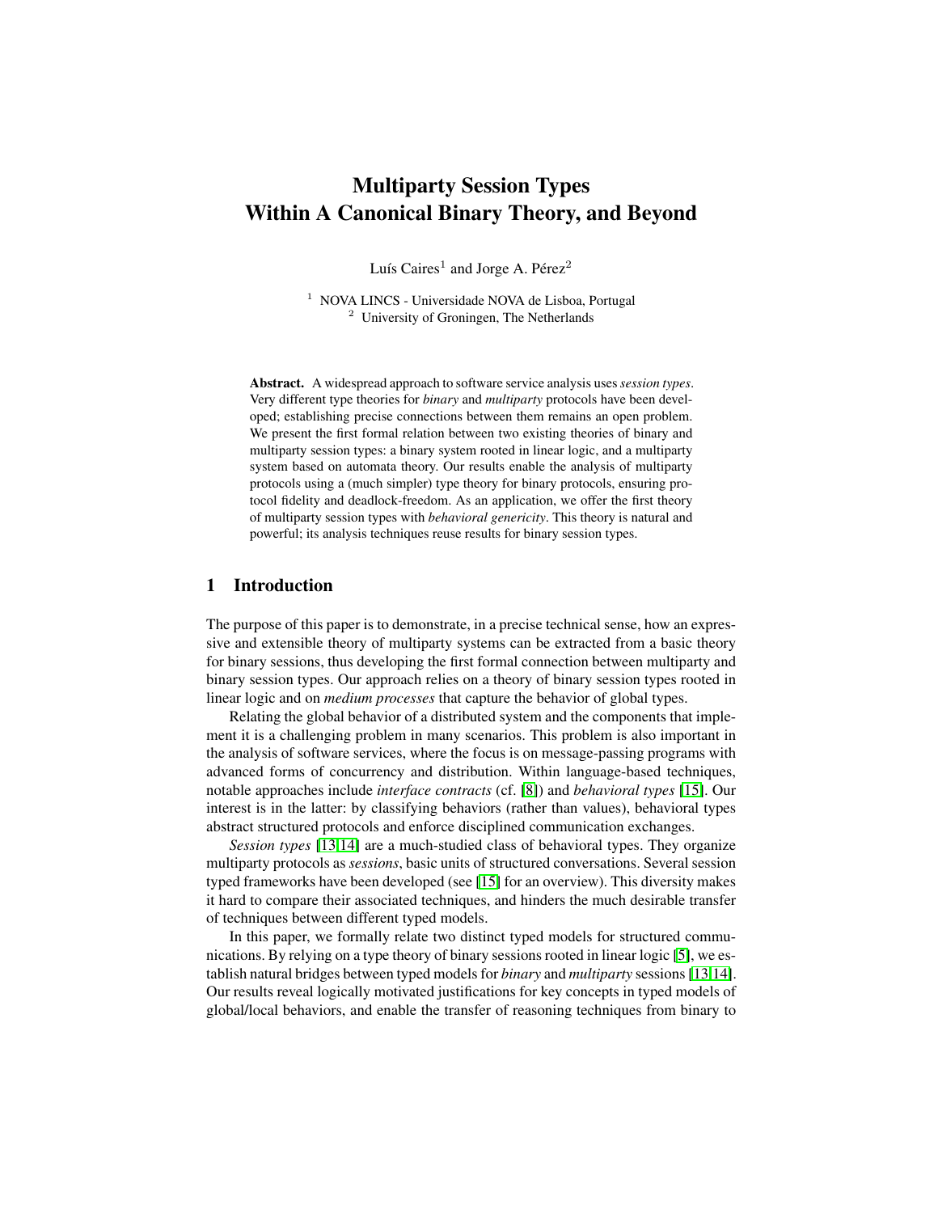# Multiparty Session Types Within A Canonical Binary Theory, and Beyond

Luís Caires[1] and Jorge A. Pérez[2]

[1] NOVA LINCS - Universidade NOVA de Lisboa, Portugal
[2] University of Groningen, The Netherlands

**Abstract.** A widespread approach to software service analysis uses *session types*. Very different type theories for *binary* and *multiparty* protocols have been developed; establishing precise connections between them remains an open problem. We present the first formal relation between two existing theories of binary and multiparty session types: a binary system rooted in linear logic, and a multiparty system based on automata theory. Our results enable the analysis of multiparty protocols using a (much simpler) type theory for binary protocols, ensuring protocol fidelity and deadlock-freedom. As an application, we offer the first theory of multiparty session types with *behavioral genericity*. This theory is natural and powerful; its analysis techniques reuse results for binary session types.

## 1 Introduction

The purpose of this paper is to demonstrate, in a precise technical sense, how an expressive and extensible theory of multiparty systems can be extracted from a basic theory for binary sessions, thus developing the first formal connection between multiparty and binary session types. Our approach relies on a theory of binary session types rooted in linear logic and on *medium processes* that capture the behavior of global types.

Relating the global behavior of a distributed system and the components that implement it is a challenging problem in many scenarios. This problem is also important in the analysis of software services, where the focus is on message-passing programs with advanced forms of concurrency and distribution. Within language-based techniques, notable approaches include *interface contracts* (cf. [8]) and *behavioral types* [15]. Our interest is in the latter: by classifying behaviors (rather than values), behavioral types abstract structured protocols and enforce disciplined communication exchanges.

*Session types* [13,14] are a much-studied class of behavioral types. They organize multiparty protocols as *sessions*, basic units of structured conversations. Several session typed frameworks have been developed (see [15] for an overview). This diversity makes it hard to compare their associated techniques, and hinders the much desirable transfer of techniques between different typed models.

In this paper, we formally relate two distinct typed models for structured communications. By relying on a type theory of binary sessions rooted in linear logic [5], we establish natural bridges between typed models for *binary* and *multiparty* sessions [13,14]. Our results reveal logically motivated justifications for key concepts in typed models of global/local behaviors, and enable the transfer of reasoning techniques from binary to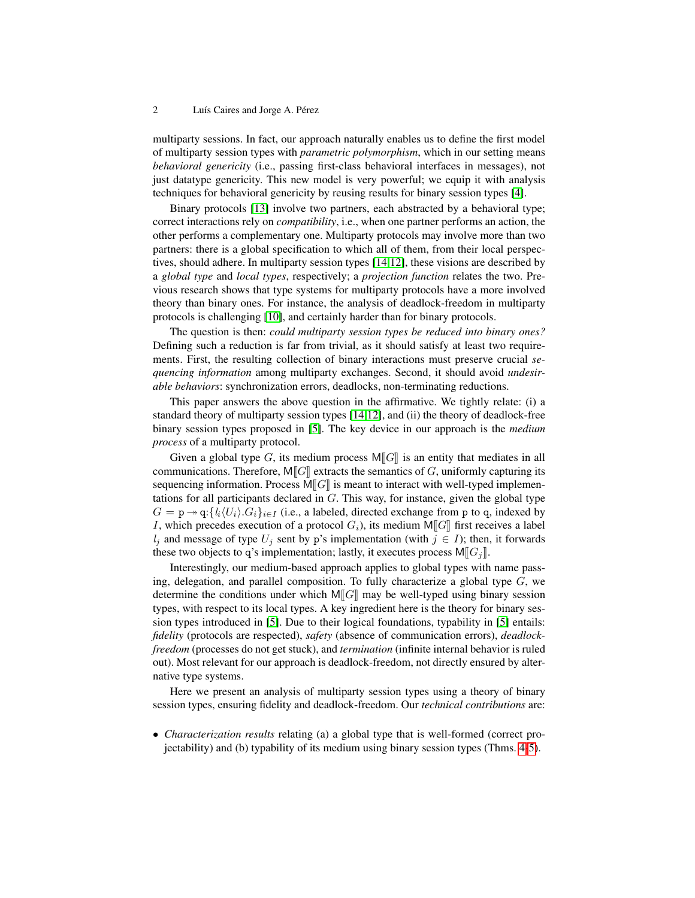multiparty sessions. In fact, our approach naturally enables us to define the first model of multiparty session types with *parametric polymorphism*, which in our setting means *behavioral genericity* (i.e., passing first-class behavioral interfaces in messages), not just datatype genericity. This new model is very powerful; we equip it with analysis techniques for behavioral genericity by reusing results for binary session types [4].

Binary protocols [13] involve two partners, each abstracted by a behavioral type; correct interactions rely on *compatibility*, i.e., when one partner performs an action, the other performs a complementary one. Multiparty protocols may involve more than two partners: there is a global specification to which all of them, from their local perspectives, should adhere. In multiparty session types [14,12], these visions are described by a *global type* and *local types*, respectively; a *projection function* relates the two. Previous research shows that type systems for multiparty protocols have a more involved theory than binary ones. For instance, the analysis of deadlock-freedom in multiparty protocols is challenging [10], and certainly harder than for binary protocols.

The question is then: *could multiparty session types be reduced into binary ones?* Defining such a reduction is far from trivial, as it should satisfy at least two requirements. First, the resulting collection of binary interactions must preserve crucial *sequencing information* among multiparty exchanges. Second, it should avoid *undesirable behaviors*: synchronization errors, deadlocks, non-terminating reductions.

This paper answers the above question in the affirmative. We tightly relate: (i) a standard theory of multiparty session types [14,12], and (ii) the theory of deadlock-free binary session types proposed in [5]. The key device in our approach is the *medium process* of a multiparty protocol.

Given a global type $G$, its medium process $\mathsf{M}[\![G]\!]$ is an entity that mediates in all communications. Therefore, $\mathsf{M}[\![G]\!]$ extracts the semantics of $G$, uniformly capturing its sequencing information. Process $\mathsf{M}[\![G]\!]$ is meant to interact with well-typed implementations for all participants declared in $G$. This way, for instance, given the global type $G = \mathtt{p} \twoheadrightarrow \mathtt{q}{:}\{l_i\langle U_i\rangle.G_i\}_{i\in I}$ (i.e., a labeled, directed exchange from $\mathtt{p}$ to $\mathtt{q}$, indexed by $I$, which precedes execution of a protocol $G_i$), its medium $\mathsf{M}[\![G]\!]$ first receives a label $l_j$ and message of type $U_j$ sent by $\mathtt{p}$'s implementation (with $j \in I$); then, it forwards these two objects to $\mathtt{q}$'s implementation; lastly, it executes process $\mathsf{M}[\![G_j]\!]$.

Interestingly, our medium-based approach applies to global types with name passing, delegation, and parallel composition. To fully characterize a global type $G$, we determine the conditions under which $\mathsf{M}[\![G]\!]$ may be well-typed using binary session types, with respect to its local types. A key ingredient here is the theory for binary session types introduced in [5]. Due to their logical foundations, typability in [5] entails: *fidelity* (protocols are respected), *safety* (absence of communication errors), *deadlock-freedom* (processes do not get stuck), and *termination* (infinite internal behavior is ruled out). Most relevant for our approach is deadlock-freedom, not directly ensured by alternative type systems.

Here we present an analysis of multiparty session types using a theory of binary session types, ensuring fidelity and deadlock-freedom. Our *technical contributions* are:

- *Characterization results* relating (a) a global type that is well-formed (correct projectability) and (b) typability of its medium using binary session types (Thms. 4-5).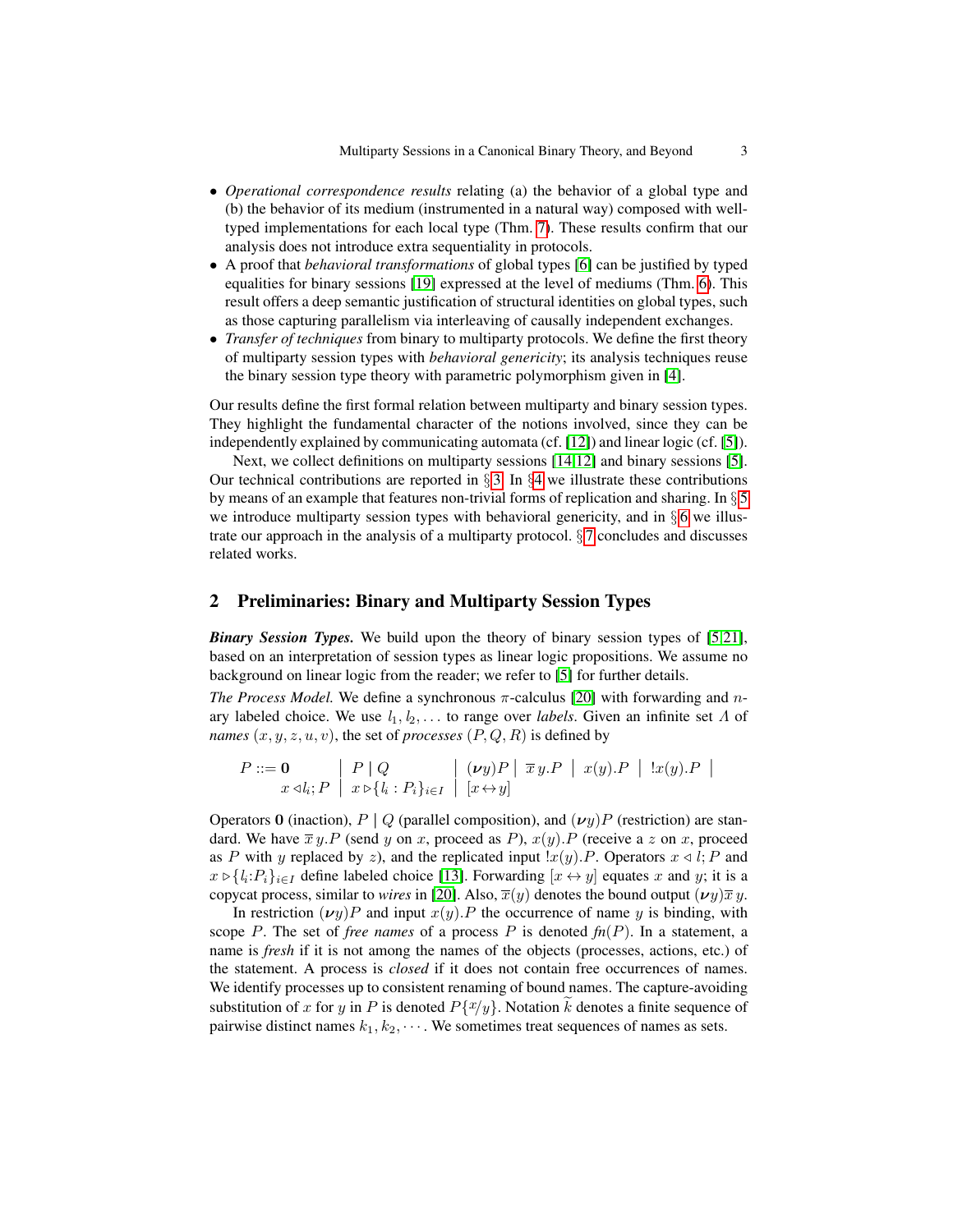- *Operational correspondence results* relating (a) the behavior of a global type and (b) the behavior of its medium (instrumented in a natural way) composed with well-typed implementations for each local type (Thm. 7). These results confirm that our analysis does not introduce extra sequentiality in protocols.
- A proof that *behavioral transformations* of global types [6] can be justified by typed equalities for binary sessions [19] expressed at the level of mediums (Thm. 6). This result offers a deep semantic justification of structural identities on global types, such as those capturing parallelism via interleaving of causally independent exchanges.
- *Transfer of techniques* from binary to multiparty protocols. We define the first theory of multiparty session types with *behavioral genericity*; its analysis techniques reuse the binary session type theory with parametric polymorphism given in [4].

Our results define the first formal relation between multiparty and binary session types. They highlight the fundamental character of the notions involved, since they can be independently explained by communicating automata (cf. [12]) and linear logic (cf. [5]).

Next, we collect definitions on multiparty sessions [14,12] and binary sessions [5]. Our technical contributions are reported in §3. In §4 we illustrate these contributions by means of an example that features non-trivial forms of replication and sharing. In §5 we introduce multiparty session types with behavioral genericity, and in §6 we illustrate our approach in the analysis of a multiparty protocol. §7 concludes and discusses related works.

## 2 Preliminaries: Binary and Multiparty Session Types

***Binary Session Types.*** We build upon the theory of binary session types of [5,21], based on an interpretation of session types as linear logic propositions. We assume no background on linear logic from the reader; we refer to [5] for further details.

*The Process Model.* We define a synchronous $\pi$-calculus [20] with forwarding and $n$-ary labeled choice. We use $l_1, l_2, \ldots$ to range over *labels*. Given an infinite set $\Lambda$ of *names* $(x, y, z, u, v)$, the set of *processes* $(P, Q, R)$ is defined by

$$P ::= \mathbf{0} \;\mid\; P \mid Q \;\mid\; (\boldsymbol{\nu} y)P \;\mid\; \overline{x}\, y.P \;\mid\; x(y).P \;\mid\; !x(y).P \;\mid\; x \triangleleft l_i; P \;\mid\; x \triangleright \{l_i : P_i\}_{i \in I} \;\mid\; [x \leftrightarrow y]$$

Operators $\mathbf{0}$ (inaction), $P \mid Q$ (parallel composition), and $(\boldsymbol{\nu} y)P$ (restriction) are standard. We have $\overline{x}\, y.P$ (send $y$ on $x$, proceed as $P$), $x(y).P$ (receive a $z$ on $x$, proceed as $P$ with $y$ replaced by $z$), and the replicated input $!x(y).P$. Operators $x \triangleleft l; P$ and $x \triangleright \{l_i{:}P_i\}_{i \in I}$ define labeled choice [13]. Forwarding $[x \leftrightarrow y]$ equates $x$ and $y$; it is a copycat process, similar to *wires* in [20]. Also, $\overline{x}(y)$ denotes the bound output $(\boldsymbol{\nu} y)\overline{x}\, y$.

In restriction $(\boldsymbol{\nu} y)P$ and input $x(y).P$ the occurrence of name $y$ is binding, with scope $P$. The set of *free names* of a process $P$ is denoted $\mathit{fn}(P)$. In a statement, a name is *fresh* if it is not among the names of the objects (processes, actions, etc.) of the statement. A process is *closed* if it does not contain free occurrences of names. We identify processes up to consistent renaming of bound names. The capture-avoiding substitution of $x$ for $y$ in $P$ is denoted $P\{x/y\}$. Notation $\widetilde{k}$ denotes a finite sequence of pairwise distinct names $k_1, k_2, \cdots$. We sometimes treat sequences of names as sets.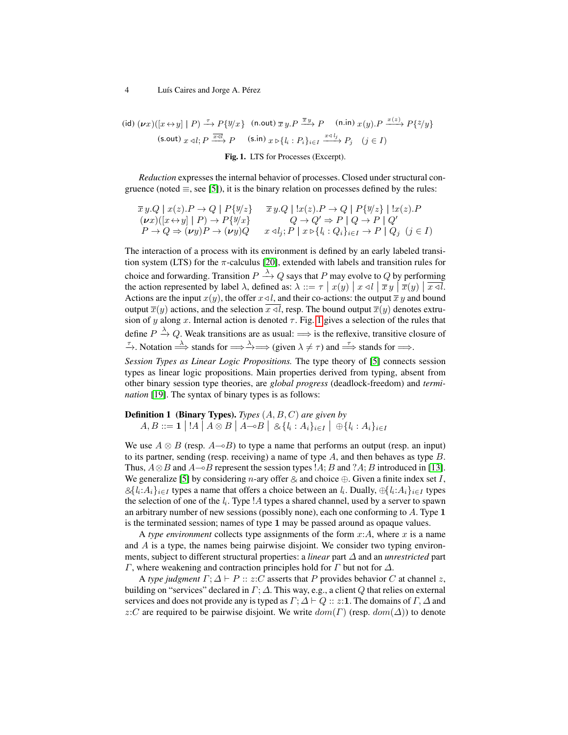$$
\text{(id)}\ (\boldsymbol{\nu}x)([x\leftrightarrow y] \mid P) \xrightarrow{\tau} P\{y/x\} \quad \text{(n.out)}\ \overline{x}\,y.P \xrightarrow{\overline{x}\,y} P \quad \text{(n.in)}\ x(y).P \xrightarrow{x(z)} P\{z/y\}
$$

$$
\text{(s.out)}\ x \triangleleft l; P \xrightarrow{\overline{x \triangleleft l}} P \qquad \text{(s.in)}\ x \triangleright \{l_i : P_i\}_{i\in I} \xrightarrow{x \triangleleft l_j} P_j \quad (j \in I)
$$

**Fig. 1.** LTS for Processes (Excerpt).

*Reduction* expresses the internal behavior of processes. Closed under structural congruence (noted $\equiv$, see [5]), it is the binary relation on processes defined by the rules:

$$
\begin{array}{ll}
\overline{x}\,y.Q \mid x(z).P \rightarrow Q \mid P\{y/z\} & \overline{x}\,y.Q \mid !x(z).P \rightarrow Q \mid P\{y/z\} \mid !x(z).P \\
(\boldsymbol{\nu}x)([x\leftrightarrow y] \mid P) \rightarrow P\{y/x\} & Q \rightarrow Q' \Rightarrow P \mid Q \rightarrow P \mid Q' \\
P \rightarrow Q \Rightarrow (\boldsymbol{\nu}y)P \rightarrow (\boldsymbol{\nu}y)Q & x \triangleleft l_j; P \mid x \triangleright \{l_i : Q_i\}_{i\in I} \rightarrow P \mid Q_j \ \ (j \in I)
\end{array}
$$

The interaction of a process with its environment is defined by an early labeled transition system (LTS) for the $\pi$-calculus [20], extended with labels and transition rules for choice and forwarding. Transition $P \xrightarrow{\lambda} Q$ says that $P$ may evolve to $Q$ by performing the action represented by label $\lambda$, defined as: $\lambda ::= \tau \mid x(y) \mid x \triangleleft l \mid \overline{x}\,y \mid \overline{x}(y) \mid \overline{x \triangleleft l}$. Actions are the input $x(y)$, the offer $x \triangleleft l$, and their co-actions: the output $\overline{x}\,y$ and bound output $\overline{x}(y)$ actions, and the selection $\overline{x \triangleleft l}$, resp. The bound output $\overline{x}(y)$ denotes extrusion of $y$ along $x$. Internal action is denoted $\tau$. Fig. 1 gives a selection of the rules that define $P \xrightarrow{\lambda} Q$. Weak transitions are as usual: $\Longrightarrow$ is the reflexive, transitive closure of $\xrightarrow{\tau}$. Notation $\xRightarrow{\lambda}$ stands for $\Longrightarrow\xrightarrow{\lambda}\Longrightarrow$ (given $\lambda \neq \tau$) and $\xRightarrow{\tau}$ stands for $\Longrightarrow$.

*Session Types as Linear Logic Propositions.* The type theory of [5] connects session types as linear logic propositions. Main properties derived from typing, absent from other binary session type theories, are *global progress* (deadlock-freedom) and *termination* [19]. The syntax of binary types is as follows:

**Definition 1 (Binary Types).** *Types $(A, B, C)$ are given by*
$A, B ::= \mathbf{1} \mid !A \mid A \otimes B \mid A \multimap B \mid \&\{l_i : A_i\}_{i\in I} \mid \oplus\{l_i : A_i\}_{i\in I}$

We use $A \otimes B$ (resp. $A \multimap B$) to type a name that performs an output (resp. an input) to its partner, sending (resp. receiving) a name of type $A$, and then behaves as type $B$. Thus, $A \otimes B$ and $A \multimap B$ represent the session types $!A; B$ and $?A; B$ introduced in [13]. We generalize [5] by considering $n$-ary offer $\&$ and choice $\oplus$. Given a finite index set $I$, $\&\{l_i{:}A_i\}_{i\in I}$ types a name that offers a choice between an $l_i$. Dually, $\oplus\{l_i{:}A_i\}_{i\in I}$ types the selection of one of the $l_i$. Type $!A$ types a shared channel, used by a server to spawn an arbitrary number of new sessions (possibly none), each one conforming to $A$. Type $\mathbf{1}$ is the terminated session; names of type $\mathbf{1}$ may be passed around as opaque values.

A *type environment* collects type assignments of the form $x{:}A$, where $x$ is a name and $A$ is a type, the names being pairwise disjoint. We consider two typing environments, subject to different structural properties: a *linear* part $\Delta$ and an *unrestricted* part $\Gamma$, where weakening and contraction principles hold for $\Gamma$ but not for $\Delta$.

A *type judgment* $\Gamma; \Delta \vdash P :: z{:}C$ asserts that $P$ provides behavior $C$ at channel $z$, building on "services" declared in $\Gamma; \Delta$. This way, e.g., a client $Q$ that relies on external services and does not provide any is typed as $\Gamma; \Delta \vdash Q :: z{:}\mathbf{1}$. The domains of $\Gamma, \Delta$ and $z{:}C$ are required to be pairwise disjoint. We write $dom(\Gamma)$ (resp. $dom(\Delta)$) to denote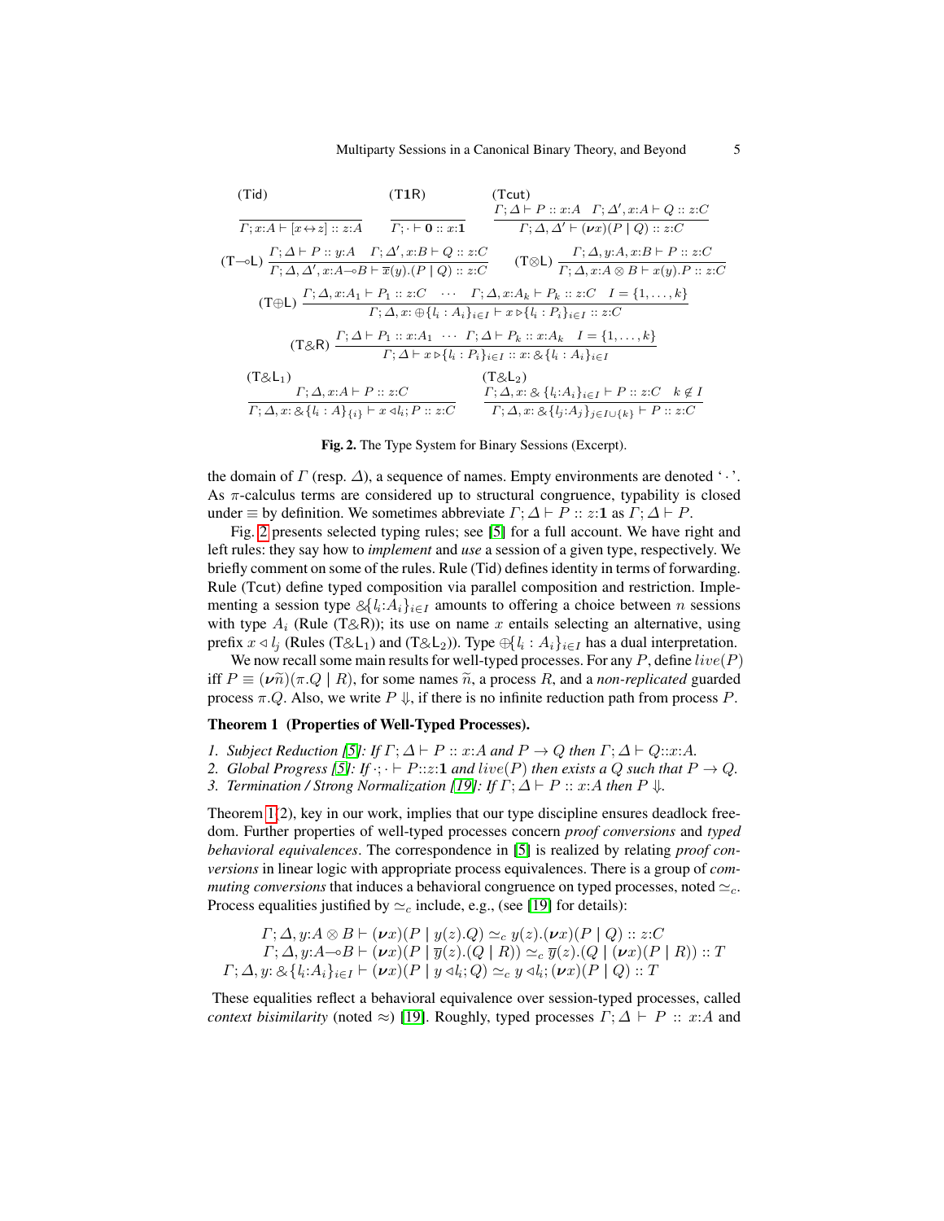$$
\text{(Tid)} \quad \frac{}{\Gamma; x{:}A \vdash [x \leftrightarrow z] :: z{:}A}
\qquad
\text{(T1R)} \quad \frac{}{\Gamma; \cdot \vdash \mathbf{0} :: x{:}\mathbf{1}}
\qquad
\text{(Tcut)} \quad \frac{\Gamma; \Delta \vdash P :: x{:}A \quad \Gamma; \Delta', x{:}A \vdash Q :: z{:}C}{\Gamma; \Delta, \Delta' \vdash (\boldsymbol{\nu}x)(P \mid Q) :: z{:}C}
$$

$$
\text{(T}\multimap\text{L)} \; \frac{\Gamma; \Delta \vdash P :: y{:}A \quad \Gamma; \Delta', x{:}B \vdash Q :: z{:}C}{\Gamma; \Delta, \Delta', x{:}A \multimap B \vdash \overline{x}(y).(P \mid Q) :: z{:}C}
\qquad
\text{(T}\otimes\text{L)} \; \frac{\Gamma; \Delta, y{:}A, x{:}B \vdash P :: z{:}C}{\Gamma; \Delta, x{:}A \otimes B \vdash x(y).P :: z{:}C}
$$

$$
\text{(T}\oplus\text{L)} \; \frac{\Gamma; \Delta, x{:}A_1 \vdash P_1 :: z{:}C \quad \cdots \quad \Gamma; \Delta, x{:}A_k \vdash P_k :: z{:}C \quad I = \{1, \ldots, k\}}{\Gamma; \Delta, x{:} \oplus \{l_i : A_i\}_{i \in I} \vdash x \triangleright \{l_i : P_i\}_{i \in I} :: z{:}C}
$$

$$
\text{(T\&R)} \; \frac{\Gamma; \Delta \vdash P_1 :: x{:}A_1 \quad \cdots \quad \Gamma; \Delta \vdash P_k :: x{:}A_k \quad I = \{1, \ldots, k\}}{\Gamma; \Delta \vdash x \triangleright \{l_i : P_i\}_{i \in I} :: x{:} \& \{l_i : A_i\}_{i \in I}}
$$

$$
\text{(T\&L}_1\text{)} \quad \frac{\Gamma; \Delta, x{:}A \vdash P :: z{:}C}{\Gamma; \Delta, x{:} \& \{l_i : A\}_{\{i\}} \vdash x \triangleleft l_i; P :: z{:}C}
\qquad
\text{(T\&L}_2\text{)} \quad \frac{\Gamma; \Delta, x{:} \& \{l_i{:}A_i\}_{i \in I} \vdash P :: z{:}C \quad k \notin I}{\Gamma; \Delta, x{:} \& \{l_j{:}A_j\}_{j \in I \cup \{k\}} \vdash P :: z{:}C}
$$

**Fig. 2.** The Type System for Binary Sessions (Excerpt).

the domain of $\Gamma$ (resp. $\Delta$), a sequence of names. Empty environments are denoted '$\cdot$'. As $\pi$-calculus terms are considered up to structural congruence, typability is closed under $\equiv$ by definition. We sometimes abbreviate $\Gamma; \Delta \vdash P :: z{:}\mathbf{1}$ as $\Gamma; \Delta \vdash P$.

Fig. 2 presents selected typing rules; see [5] for a full account. We have right and left rules: they say how to *implement* and *use* a session of a given type, respectively. We briefly comment on some of the rules. Rule (Tid) defines identity in terms of forwarding. Rule (Tcut) define typed composition via parallel composition and restriction. Implementing a session type $\&\{l_i{:}A_i\}_{i \in I}$ amounts to offering a choice between $n$ sessions with type $A_i$ (Rule (T&R)); its use on name $x$ entails selecting an alternative, using prefix $x \triangleleft l_j$ (Rules (T&L$_1$) and (T&L$_2$)). Type $\oplus\{l_i : A_i\}_{i \in I}$ has a dual interpretation.

We now recall some main results for well-typed processes. For any $P$, define $live(P)$ iff $P \equiv (\boldsymbol{\nu}\widetilde{n})(\pi.Q \mid R)$, for some names $\widetilde{n}$, a process $R$, and a *non-replicated* guarded process $\pi.Q$. Also, we write $P \Downarrow$, if there is no infinite reduction path from process $P$.

**Theorem 1 (Properties of Well-Typed Processes).**

1. *Subject Reduction [5]: If $\Gamma; \Delta \vdash P :: x{:}A$ and $P \to Q$ then $\Gamma; \Delta \vdash Q{::}x{:}A$.*
2. *Global Progress [5]: If $\cdot; \cdot \vdash P{::}z{:}\mathbf{1}$ and $live(P)$ then exists a $Q$ such that $P \to Q$.*
3. *Termination / Strong Normalization [19]: If $\Gamma; \Delta \vdash P :: x{:}A$ then $P \Downarrow$.*

Theorem 1(2), key in our work, implies that our type discipline ensures deadlock freedom. Further properties of well-typed processes concern *proof conversions* and *typed behavioral equivalences*. The correspondence in [5] is realized by relating *proof conversions* in linear logic with appropriate process equivalences. There is a group of *commuting conversions* that induces a behavioral congruence on typed processes, noted $\simeq_c$. Process equalities justified by $\simeq_c$ include, e.g., (see [19] for details):

$$
\begin{aligned}
\Gamma; \Delta, y{:}A \otimes B &\vdash (\boldsymbol{\nu}x)(P \mid y(z).Q) \simeq_c y(z).(\boldsymbol{\nu}x)(P \mid Q) :: z{:}C \\
\Gamma; \Delta, y{:}A \multimap B &\vdash (\boldsymbol{\nu}x)(P \mid \overline{y}(z).(Q \mid R)) \simeq_c \overline{y}(z).(Q \mid (\boldsymbol{\nu}x)(P \mid R)) :: T \\
\Gamma; \Delta, y{:} \&\{l_i{:}A_i\}_{i \in I} &\vdash (\boldsymbol{\nu}x)(P \mid y \triangleleft l_i; Q) \simeq_c y \triangleleft l_i; (\boldsymbol{\nu}x)(P \mid Q) :: T
\end{aligned}
$$

These equalities reflect a behavioral equivalence over session-typed processes, called *context bisimilarity* (noted $\approx$) [19]. Roughly, typed processes $\Gamma; \Delta \vdash P :: x{:}A$ and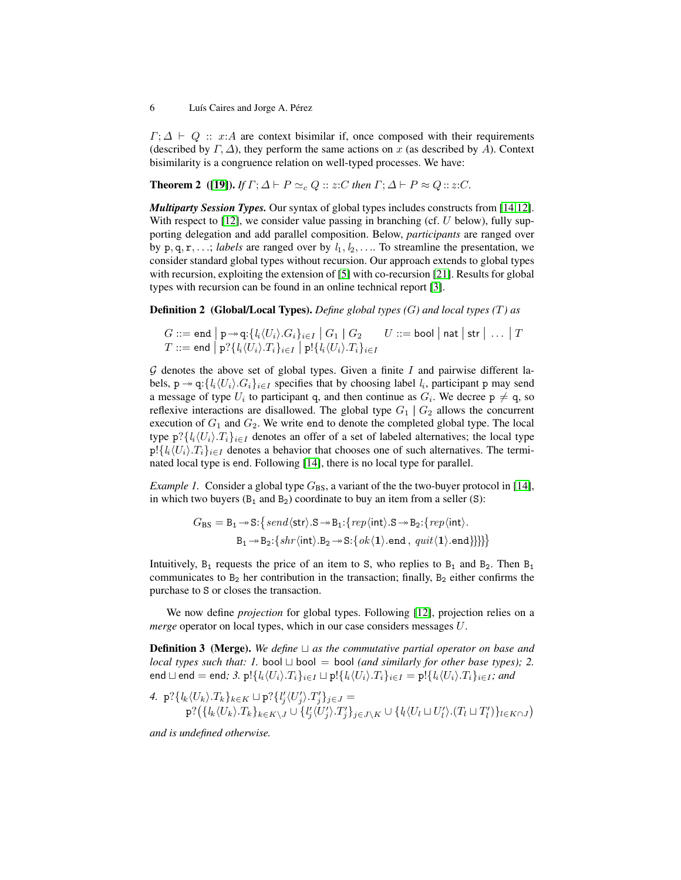$\Gamma; \Delta \vdash Q :: x{:}A$ are context bisimilar if, once composed with their requirements (described by $\Gamma, \Delta$), they perform the same actions on $x$ (as described by $A$). Context bisimilarity is a congruence relation on well-typed processes. We have:

**Theorem 2 ([19]).** *If $\Gamma; \Delta \vdash P \simeq_c Q :: z{:}C$ then $\Gamma; \Delta \vdash P \approx Q :: z{:}C$.*

***Multiparty Session Types.*** Our syntax of global types includes constructs from [14,12]. With respect to [12], we consider value passing in branching (cf. $U$ below), fully supporting delegation and add parallel composition. Below, *participants* are ranged over by $\mathtt{p}, \mathtt{q}, \mathtt{r}, \ldots$; *labels* are ranged over by $l_1, l_2, \ldots$. To streamline the presentation, we consider standard global types without recursion. Our approach extends to global types with recursion, exploiting the extension of [5] with co-recursion [21]. Results for global types with recursion can be found in an online technical report [3].

**Definition 2 (Global/Local Types).** *Define global types ($G$) and local types ($T$) as*

$$G ::= \mathtt{end} \mid \mathtt{p} \twoheadrightarrow \mathtt{q}{:}\{l_i\langle U_i\rangle.G_i\}_{i\in I} \mid G_1 \mid G_2 \qquad U ::= \mathsf{bool} \mid \mathsf{nat} \mid \mathsf{str} \mid \ \ldots \ \mid T$$
$$T ::= \mathtt{end} \mid \mathtt{p}?\{l_i\langle U_i\rangle.T_i\}_{i\in I} \mid \mathtt{p}!\{l_i\langle U_i\rangle.T_i\}_{i\in I}$$

$\mathcal{G}$ denotes the above set of global types. Given a finite $I$ and pairwise different labels, $\mathtt{p} \twoheadrightarrow \mathtt{q}{:}\{l_i\langle U_i\rangle.G_i\}_{i\in I}$ specifies that by choosing label $l_i$, participant $\mathtt{p}$ may send a message of type $U_i$ to participant $\mathtt{q}$, and then continue as $G_i$. We decree $\mathtt{p} \neq \mathtt{q}$, so reflexive interactions are disallowed. The global type $G_1 \mid G_2$ allows the concurrent execution of $G_1$ and $G_2$. We write $\mathtt{end}$ to denote the completed global type. The local type $\mathtt{p}?\{l_i\langle U_i\rangle.T_i\}_{i\in I}$ denotes an offer of a set of labeled alternatives; the local type $\mathtt{p}!\{l_i\langle U_i\rangle.T_i\}_{i\in I}$ denotes a behavior that chooses one of such alternatives. The terminated local type is $\mathtt{end}$. Following [14], there is no local type for parallel.

*Example 1.* Consider a global type $G_{\text{BS}}$, a variant of the the two-buyer protocol in [14], in which two buyers ($\mathtt{B}_1$ and $\mathtt{B}_2$) coordinate to buy an item from a seller ($\mathtt{S}$):

$$G_{\text{BS}} = \mathtt{B}_1 \twoheadrightarrow \mathtt{S}{:}\big\{send\langle\mathsf{str}\rangle.\mathtt{S} \twoheadrightarrow \mathtt{B}_1{:}\{rep\langle\mathsf{int}\rangle.\mathtt{S} \twoheadrightarrow \mathtt{B}_2{:}\{rep\langle\mathsf{int}\rangle.$$
$$\mathtt{B}_1 \twoheadrightarrow \mathtt{B}_2{:}\{shr\langle\mathsf{int}\rangle.\mathtt{B}_2 \twoheadrightarrow \mathtt{S}{:}\{ok\langle\mathbf{1}\rangle.\mathtt{end}\,,\ quit\langle\mathbf{1}\rangle.\mathtt{end}\}\}\}\}\big\}$$

Intuitively, $\mathtt{B}_1$ requests the price of an item to $\mathtt{S}$, who replies to $\mathtt{B}_1$ and $\mathtt{B}_2$. Then $\mathtt{B}_1$ communicates to $\mathtt{B}_2$ her contribution in the transaction; finally, $\mathtt{B}_2$ either confirms the purchase to $\mathtt{S}$ or closes the transaction.

We now define *projection* for global types. Following [12], projection relies on a *merge* operator on local types, which in our case considers messages $U$.

**Definition 3 (Merge).** *We define $\sqcup$ as the commutative partial operator on base and local types such that: 1. $\mathsf{bool} \sqcup \mathsf{bool} = \mathsf{bool}$ (and similarly for other base types); 2. $\mathtt{end} \sqcup \mathtt{end} = \mathtt{end}$; 3. $\mathtt{p}!\{l_i\langle U_i\rangle.T_i\}_{i\in I} \sqcup \mathtt{p}!\{l_i\langle U_i\rangle.T_i\}_{i\in I} = \mathtt{p}!\{l_i\langle U_i\rangle.T_i\}_{i\in I}$; and*

*4.* $\mathtt{p}?\{l_k\langle U_k\rangle.T_k\}_{k\in K} \sqcup \mathtt{p}?\{l'_j\langle U'_j\rangle.T'_j\}_{j\in J} =$
$$\mathtt{p}?\big(\{l_k\langle U_k\rangle.T_k\}_{k\in K\setminus J} \cup \{l'_j\langle U'_j\rangle.T'_j\}_{j\in J\setminus K} \cup \{l_l\langle U_l \sqcup U'_l\rangle.(T_l \sqcup T'_l)\}_{l\in K\cap J}\big)$$

*and is undefined otherwise.*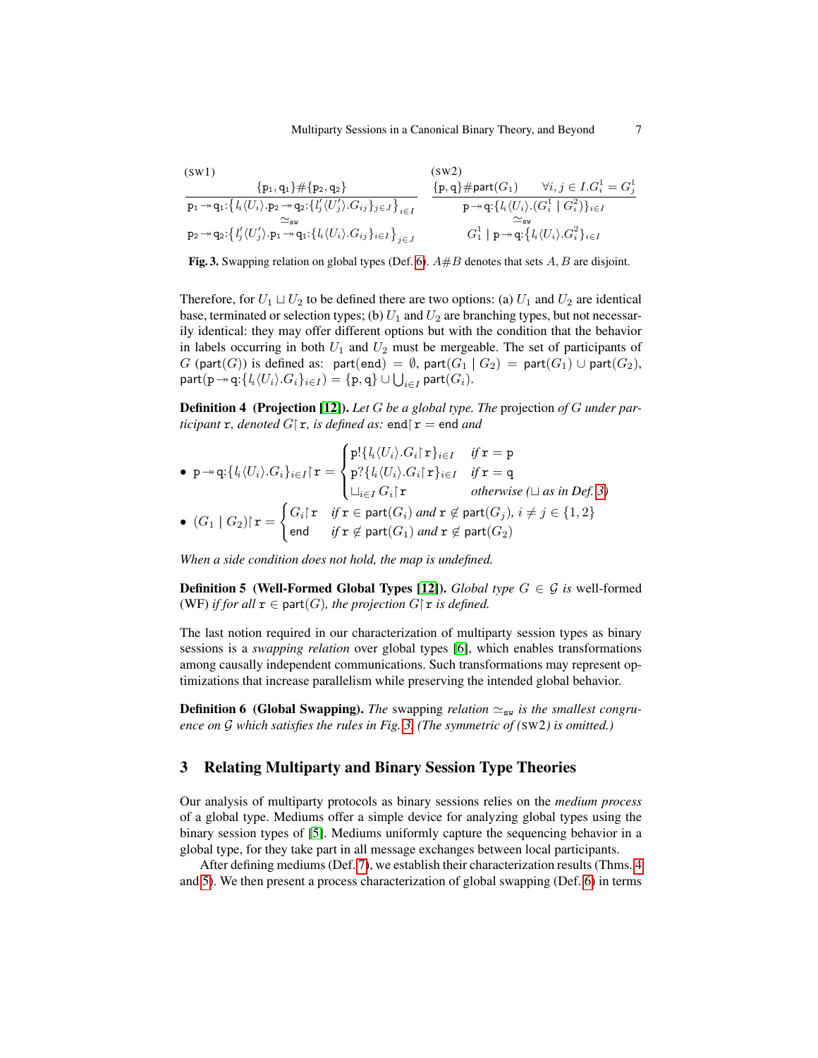(SW1)

$$\frac{\{\mathtt{p}_1,\mathtt{q}_1\}\#\{\mathtt{p}_2,\mathtt{q}_2\}}{\mathtt{p}_1 \twoheadrightarrow \mathtt{q}_1{:}\big\{l_i\langle U_i\rangle.\mathtt{p}_2 \twoheadrightarrow \mathtt{q}_2{:}\{l'_j\langle U'_j\rangle.G_{ij}\}_{j\in J}\big\}_{i\in I} \;\simeq_{\mathtt{sw}}\; \mathtt{p}_2 \twoheadrightarrow \mathtt{q}_2{:}\big\{l'_j\langle U'_j\rangle.\mathtt{p}_1 \twoheadrightarrow \mathtt{q}_1{:}\{l_i\langle U_i\rangle.G_{ij}\}_{i\in I}\big\}_{j\in J}}$$

(SW2)

$$\frac{\{\mathtt{p},\mathtt{q}\}\#\mathsf{part}(G_1) \qquad \forall i,j\in I. G_i^1 = G_j^1}{\mathtt{p} \twoheadrightarrow \mathtt{q}{:}\{l_i\langle U_i\rangle.(G_i^1 \mid G_i^2)\}_{i\in I} \;\simeq_{\mathtt{sw}}\; G_1^1 \mid \mathtt{p} \twoheadrightarrow \mathtt{q}{:}\{l_i\langle U_i\rangle.G_i^2\}_{i\in I}}$$

**Fig. 3.** Swapping relation on global types (Def. 6). $A\#B$ denotes that sets $A$, $B$ are disjoint.

Therefore, for $U_1 \sqcup U_2$ to be defined there are two options: (a) $U_1$ and $U_2$ are identical base, terminated or selection types; (b) $U_1$ and $U_2$ are branching types, but not necessarily identical: they may offer different options but with the condition that the behavior in labels occurring in both $U_1$ and $U_2$ must be mergeable. The set of participants of $G$ ($\mathsf{part}(G)$) is defined as: $\mathsf{part}(\mathsf{end}) = \emptyset$, $\mathsf{part}(G_1 \mid G_2) = \mathsf{part}(G_1) \cup \mathsf{part}(G_2)$, $\mathsf{part}(\mathtt{p} \twoheadrightarrow \mathtt{q}{:}\{l_i\langle U_i\rangle.G_i\}_{i\in I}) = \{\mathtt{p},\mathtt{q}\} \cup \bigcup_{i\in I} \mathsf{part}(G_i)$.

**Definition 4 (Projection [12]).** *Let $G$ be a global type. The* projection *of $G$ under participant $\mathtt{r}$, denoted $G\!\upharpoonright\!\mathtt{r}$, is defined as: $\mathtt{end}\!\upharpoonright\!\mathtt{r} = \mathsf{end}$ and*

- $$\mathtt{p} \twoheadrightarrow \mathtt{q}{:}\{l_i\langle U_i\rangle.G_i\}_{i\in I}\!\upharpoonright\!\mathtt{r} = \begin{cases} \mathtt{p}!\{l_i\langle U_i\rangle.G_i\!\upharpoonright\!\mathtt{r}\}_{i\in I} & \text{if } \mathtt{r} = \mathtt{p} \\ \mathtt{p}?\{l_i\langle U_i\rangle.G_i\!\upharpoonright\!\mathtt{r}\}_{i\in I} & \text{if } \mathtt{r} = \mathtt{q} \\ \sqcup_{i\in I}\, G_i\!\upharpoonright\!\mathtt{r} & \text{otherwise } (\sqcup \text{ as in Def. 3}) \end{cases}$$
- $$(G_1 \mid G_2)\!\upharpoonright\!\mathtt{r} = \begin{cases} G_i\!\upharpoonright\!\mathtt{r} & \text{if } \mathtt{r}\in\mathsf{part}(G_i) \text{ and } \mathtt{r}\notin\mathsf{part}(G_j),\ i\neq j\in\{1,2\} \\ \mathsf{end} & \text{if } \mathtt{r}\notin\mathsf{part}(G_1) \text{ and } \mathtt{r}\notin\mathsf{part}(G_2) \end{cases}$$

*When a side condition does not hold, the map is undefined.*

**Definition 5 (Well-Formed Global Types [12]).** *Global type $G \in \mathcal{G}$ is* well-formed (WF) *if for all $\mathtt{r}\in\mathsf{part}(G)$, the projection $G\!\upharpoonright\!\mathtt{r}$ is defined.*

The last notion required in our characterization of multiparty session types as binary sessions is a *swapping relation* over global types [6], which enables transformations among causally independent communications. Such transformations may represent optimizations that increase parallelism while preserving the intended global behavior.

**Definition 6 (Global Swapping).** *The* swapping *relation $\simeq_{\mathtt{sw}}$ is the smallest congruence on $\mathcal{G}$ which satisfies the rules in Fig. 3. (The symmetric of* (SW2) *is omitted.)*

## 3 Relating Multiparty and Binary Session Type Theories

Our analysis of multiparty protocols as binary sessions relies on the *medium process* of a global type. Mediums offer a simple device for analyzing global types using the binary session types of [5]. Mediums uniformly capture the sequencing behavior in a global type, for they take part in all message exchanges between local participants.

After defining mediums (Def. 7), we establish their characterization results (Thms. 4 and 5). We then present a process characterization of global swapping (Def. 6) in terms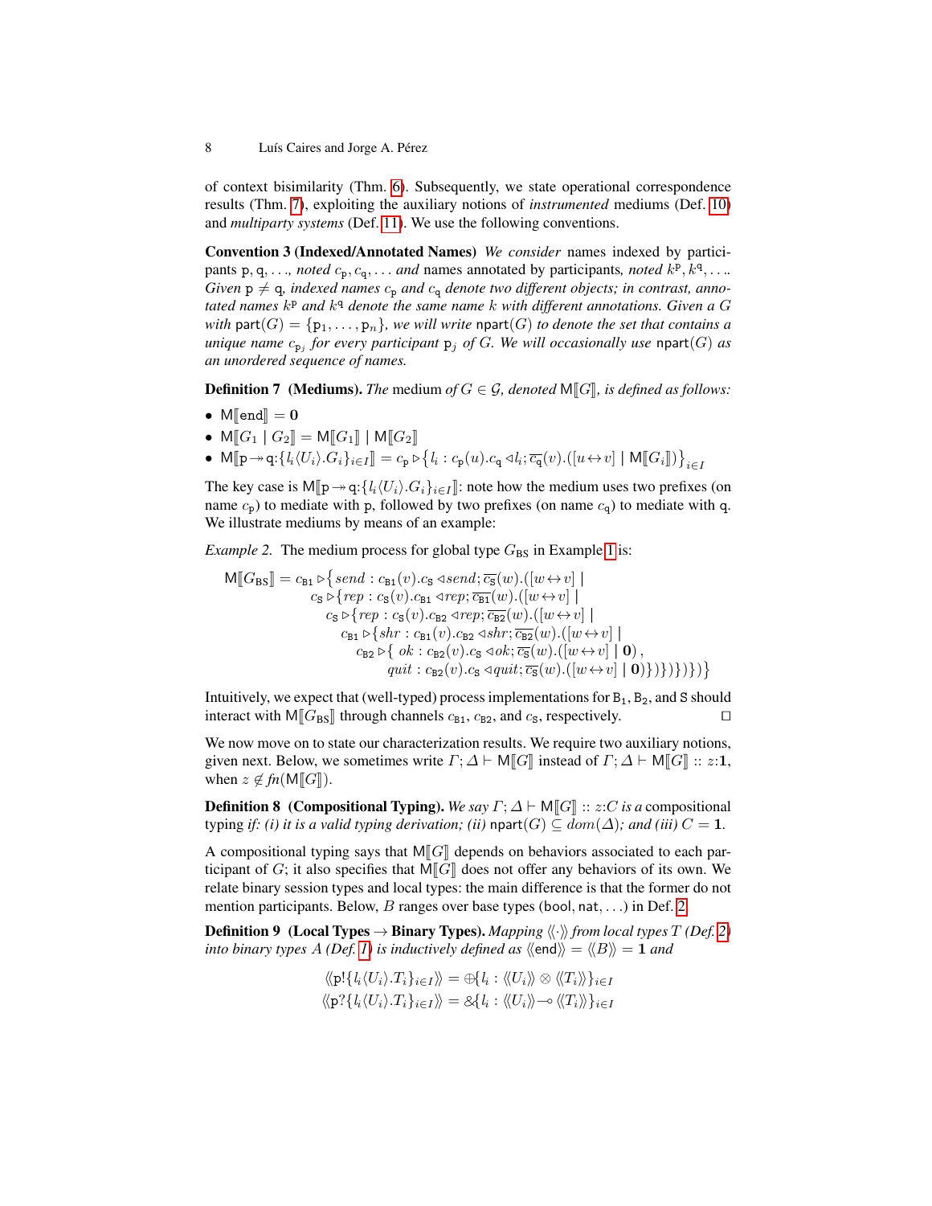of context bisimilarity (Thm. 6). Subsequently, we state operational correspondence results (Thm. 7), exploiting the auxiliary notions of *instrumented* mediums (Def. 10) and *multiparty systems* (Def. 11). We use the following conventions.

**Convention 3 (Indexed/Annotated Names)** *We consider* names indexed by participants $\mathtt{p}, \mathtt{q}, \ldots$*, noted* $c_{\mathtt{p}}, c_{\mathtt{q}}, \ldots$ *and* names annotated by participants*, noted* $k^{\mathtt{p}}, k^{\mathtt{q}}, \ldots$*. Given* $\mathtt{p} \neq \mathtt{q}$*, indexed names* $c_{\mathtt{p}}$ *and* $c_{\mathtt{q}}$ *denote two different objects; in contrast, annotated names* $k^{\mathtt{p}}$ *and* $k^{\mathtt{q}}$ *denote the same name* $k$ *with different annotations. Given a* $G$ *with* $\mathsf{part}(G) = \{\mathtt{p}_1, \ldots, \mathtt{p}_n\}$*, we will write* $\mathsf{npart}(G)$ *to denote the set that contains a unique name* $c_{\mathtt{p}_j}$ *for every participant* $\mathtt{p}_j$ *of* $G$*. We will occasionally use* $\mathsf{npart}(G)$ *as an unordered sequence of names.*

**Definition 7 (Mediums).** *The* medium *of* $G \in \mathcal{G}$*, denoted* $\mathsf{M}[\![G]\!]$*, is defined as follows:*

- $\mathsf{M}[\![\mathsf{end}]\!] = \mathbf{0}$
- $\mathsf{M}[\![G_1 \mid G_2]\!] = \mathsf{M}[\![G_1]\!] \mid \mathsf{M}[\![G_2]\!]$
- $\mathsf{M}[\![\mathtt{p} \twoheadrightarrow \mathtt{q}{:}\{l_i\langle U_i\rangle.G_i\}_{i\in I}]\!] = c_{\mathtt{p}} \triangleright \big\{ l_i : c_{\mathtt{p}}(u).c_{\mathtt{q}} \triangleleft l_i; \overline{c_{\mathtt{q}}}(v).([u \leftrightarrow v] \mid \mathsf{M}[\![G_i]\!])\big\}_{i\in I}$

The key case is $\mathsf{M}[\![\mathtt{p} \twoheadrightarrow \mathtt{q}{:}\{l_i\langle U_i\rangle.G_i\}_{i\in I}]\!]$: note how the medium uses two prefixes (on name $c_{\mathtt{p}}$) to mediate with $\mathtt{p}$, followed by two prefixes (on name $c_{\mathtt{q}}$) to mediate with $\mathtt{q}$. We illustrate mediums by means of an example:

*Example 2.* The medium process for global type $G_{\mathrm{BS}}$ in Example 1 is:

$$
\begin{aligned}
\mathsf{M}[\![G_{\mathrm{BS}}]\!] = c_{\mathtt{B1}} \triangleright \big\{ & send : c_{\mathtt{B1}}(v).c_{\mathtt{S}} \triangleleft send; \overline{c_{\mathtt{S}}}(w).([w \leftrightarrow v] \mid \\
& c_{\mathtt{S}} \triangleright \{rep : c_{\mathtt{S}}(v).c_{\mathtt{B1}} \triangleleft rep; \overline{c_{\mathtt{B1}}}(w).([w \leftrightarrow v] \mid \\
& \quad c_{\mathtt{S}} \triangleright \{rep : c_{\mathtt{S}}(v).c_{\mathtt{B2}} \triangleleft rep; \overline{c_{\mathtt{B2}}}(w).([w \leftrightarrow v] \mid \\
& \quad\quad c_{\mathtt{B1}} \triangleright \{shr : c_{\mathtt{B1}}(v).c_{\mathtt{B2}} \triangleleft shr; \overline{c_{\mathtt{B2}}}(w).([w \leftrightarrow v] \mid \\
& \quad\quad\quad c_{\mathtt{B2}} \triangleright \{ ok : c_{\mathtt{B2}}(v).c_{\mathtt{S}} \triangleleft ok; \overline{c_{\mathtt{S}}}(w).([w \leftrightarrow v] \mid \mathbf{0}), \\
& \quad\quad\quad\quad quit : c_{\mathtt{B2}}(v).c_{\mathtt{S}} \triangleleft quit; \overline{c_{\mathtt{S}}}(w).([w \leftrightarrow v] \mid \mathbf{0})\})\})\})\})\big\}
\end{aligned}
$$

Intuitively, we expect that (well-typed) process implementations for $\mathtt{B}_1$, $\mathtt{B}_2$, and $\mathtt{S}$ should interact with $\mathsf{M}[\![G_{\mathrm{BS}}]\!]$ through channels $c_{\mathtt{B1}}$, $c_{\mathtt{B2}}$, and $c_{\mathtt{S}}$, respectively. $\square$

We now move on to state our characterization results. We require two auxiliary notions, given next. Below, we sometimes write $\Gamma; \Delta \vdash \mathsf{M}[\![G]\!]$ instead of $\Gamma; \Delta \vdash \mathsf{M}[\![G]\!] :: z{:}\mathbf{1}$, when $z \notin \mathit{fn}(\mathsf{M}[\![G]\!])$.

**Definition 8 (Compositional Typing).** *We say* $\Gamma; \Delta \vdash \mathsf{M}[\![G]\!] :: z{:}C$ *is a* compositional typing *if: (i) it is a valid typing derivation; (ii)* $\mathsf{npart}(G) \subseteq \mathit{dom}(\Delta)$*; and (iii)* $C = \mathbf{1}$*.*

A compositional typing says that $\mathsf{M}[\![G]\!]$ depends on behaviors associated to each participant of $G$; it also specifies that $\mathsf{M}[\![G]\!]$ does not offer any behaviors of its own. We relate binary session types and local types: the main difference is that the former do not mention participants. Below, $B$ ranges over base types ($\mathsf{bool}, \mathsf{nat}, \ldots$) in Def. 2.

**Definition 9 (Local Types → Binary Types).** *Mapping* $\langle\!\langle \cdot \rangle\!\rangle$ *from local types* $T$ *(Def. 2) into binary types* $A$ *(Def. 1) is inductively defined as* $\langle\!\langle \mathsf{end} \rangle\!\rangle = \langle\!\langle B \rangle\!\rangle = \mathbf{1}$ *and*

$$
\langle\!\langle \mathtt{p}!\{l_i\langle U_i\rangle.T_i\}_{i\in I} \rangle\!\rangle = \oplus\{l_i : \langle\!\langle U_i \rangle\!\rangle \otimes \langle\!\langle T_i \rangle\!\rangle\}_{i\in I}
$$

$$
\langle\!\langle \mathtt{p}?\{l_i\langle U_i\rangle.T_i\}_{i\in I} \rangle\!\rangle = \&\{l_i : \langle\!\langle U_i \rangle\!\rangle \multimap \langle\!\langle T_i \rangle\!\rangle\}_{i\in I}
$$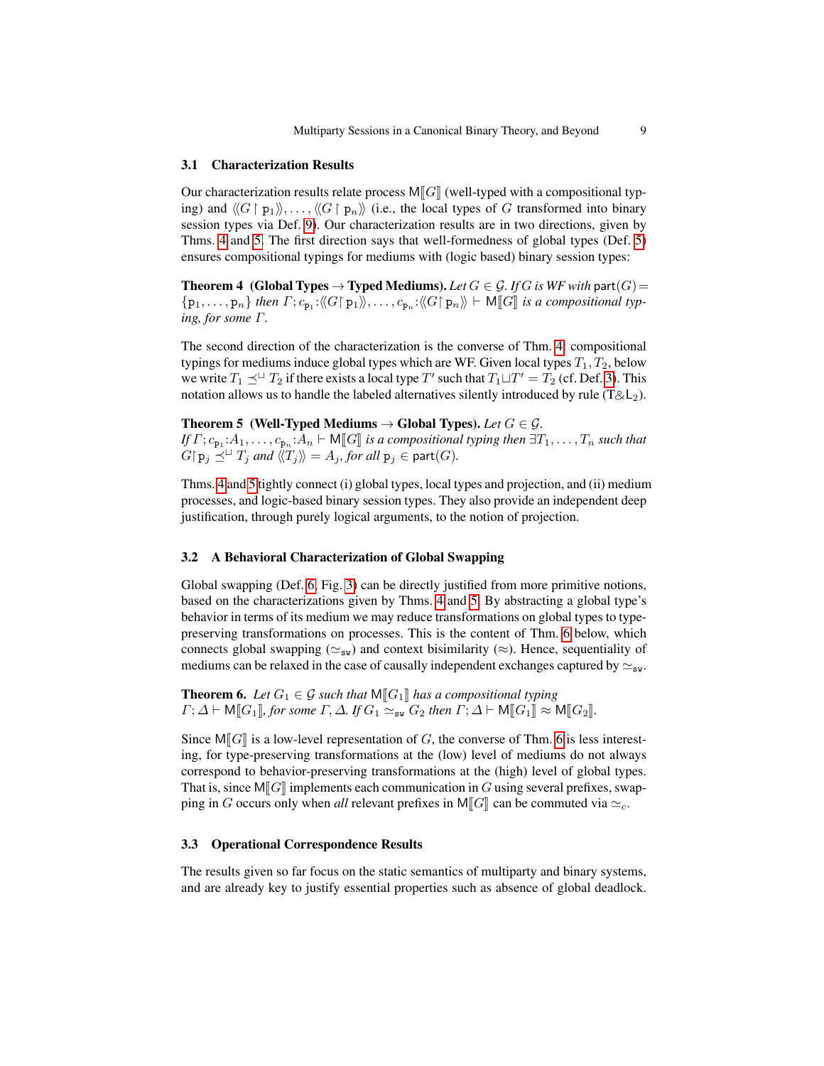### 3.1 Characterization Results

Our characterization results relate process $\mathsf{M}[\![G]\!]$ (well-typed with a compositional typing) and $\langle\!\langle G \upharpoonright \mathtt{p}_1 \rangle\!\rangle, \ldots, \langle\!\langle G \upharpoonright \mathtt{p}_n \rangle\!\rangle$ (i.e., the local types of $G$ transformed into binary session types via Def. 9). Our characterization results are in two directions, given by Thms. 4 and 5. The first direction says that well-formedness of global types (Def. 5) ensures compositional typings for mediums with (logic based) binary session types:

**Theorem 4 (Global Types → Typed Mediums).** *Let $G \in \mathcal{G}$. If $G$ is WF with $\mathsf{part}(G) = \{\mathtt{p}_1, \ldots, \mathtt{p}_n\}$ then $\Gamma; c_{\mathtt{p}_1}{:}\langle\!\langle G \upharpoonright \mathtt{p}_1 \rangle\!\rangle, \ldots, c_{\mathtt{p}_n}{:}\langle\!\langle G \upharpoonright \mathtt{p}_n \rangle\!\rangle \vdash \mathsf{M}[\![G]\!]$ is a compositional typing, for some $\Gamma$.*

The second direction of the characterization is the converse of Thm. 4: compositional typings for mediums induce global types which are WF. Given local types $T_1, T_2$, below we write $T_1 \preceq^{\sqcup} T_2$ if there exists a local type $T'$ such that $T_1 \sqcup T' = T_2$ (cf. Def. 3). This notation allows us to handle the labeled alternatives silently introduced by rule ($\mathsf{T}\&\mathsf{L}_2$).

**Theorem 5 (Well-Typed Mediums → Global Types).** *Let $G \in \mathcal{G}$. If $\Gamma; c_{\mathtt{p}_1}{:}A_1, \ldots, c_{\mathtt{p}_n}{:}A_n \vdash \mathsf{M}[\![G]\!]$ is a compositional typing then $\exists T_1, \ldots, T_n$ such that $G \upharpoonright \mathtt{p}_j \preceq^{\sqcup} T_j$ and $\langle\!\langle T_j \rangle\!\rangle = A_j$, for all $\mathtt{p}_j \in \mathsf{part}(G)$.*

Thms. 4 and 5 tightly connect (i) global types, local types and projection, and (ii) medium processes, and logic-based binary session types. They also provide an independent deep justification, through purely logical arguments, to the notion of projection.

### 3.2 A Behavioral Characterization of Global Swapping

Global swapping (Def. 6, Fig. 3) can be directly justified from more primitive notions, based on the characterizations given by Thms. 4 and 5. By abstracting a global type's behavior in terms of its medium we may reduce transformations on global types to type-preserving transformations on processes. This is the content of Thm. 6 below, which connects global swapping ($\simeq_{\mathtt{sw}}$) and context bisimilarity ($\approx$). Hence, sequentiality of mediums can be relaxed in the case of causally independent exchanges captured by $\simeq_{\mathtt{sw}}$.

**Theorem 6.** *Let $G_1 \in \mathcal{G}$ such that $\mathsf{M}[\![G_1]\!]$ has a compositional typing $\Gamma; \Delta \vdash \mathsf{M}[\![G_1]\!]$, for some $\Gamma, \Delta$. If $G_1 \simeq_{\mathtt{sw}} G_2$ then $\Gamma; \Delta \vdash \mathsf{M}[\![G_1]\!] \approx \mathsf{M}[\![G_2]\!]$.*

Since $\mathsf{M}[\![G]\!]$ is a low-level representation of $G$, the converse of Thm. 6 is less interesting, for type-preserving transformations at the (low) level of mediums do not always correspond to behavior-preserving transformations at the (high) level of global types. That is, since $\mathsf{M}[\![G]\!]$ implements each communication in $G$ using several prefixes, swapping in $G$ occurs only when *all* relevant prefixes in $\mathsf{M}[\![G]\!]$ can be commuted via $\simeq_c$.

### 3.3 Operational Correspondence Results

The results given so far focus on the static semantics of multiparty and binary systems, and are already key to justify essential properties such as absence of global deadlock.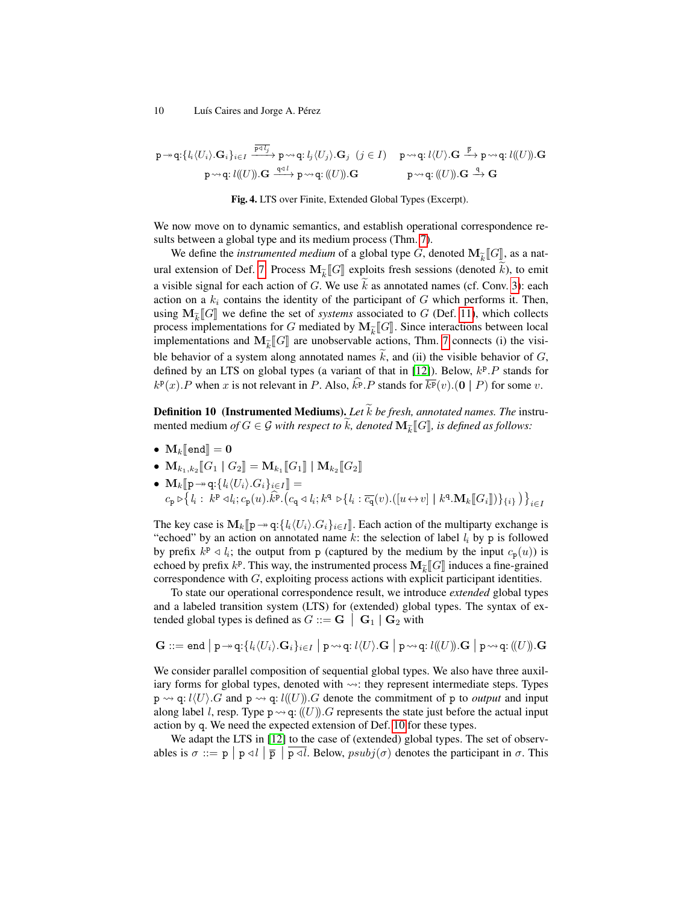$$\mathtt{p} \twoheadrightarrow \mathtt{q}{:}\{l_i\langle U_i\rangle.\mathbf{G}_i\}_{i\in I} \xrightarrow{\overline{\mathtt{p}\triangleleft l_j}} \mathtt{p} \rightsquigarrow \mathtt{q}{:}\, l_j\langle U_j\rangle.\mathbf{G}_j \;\; (j \in I) \qquad \mathtt{p} \rightsquigarrow \mathtt{q}{:}\, l\langle U\rangle.\mathbf{G} \xrightarrow{\overline{\mathtt{p}}} \mathtt{p} \rightsquigarrow \mathtt{q}{:}\, l(\!(U)\!).\mathbf{G}$$

$$\mathtt{p} \rightsquigarrow \mathtt{q}{:}\, l(\!(U)\!).\mathbf{G} \xrightarrow{\mathtt{q}\triangleleft l} \mathtt{p} \rightsquigarrow \mathtt{q}{:}\, (\!(U)\!).\mathbf{G} \qquad \mathtt{p} \rightsquigarrow \mathtt{q}{:}\, (\!(U)\!).\mathbf{G} \xrightarrow{\mathtt{q}} \mathbf{G}$$

**Fig. 4.** LTS over Finite, Extended Global Types (Excerpt).

We now move on to dynamic semantics, and establish operational correspondence results between a global type and its medium process (Thm. 7).

We define the *instrumented medium* of a global type $G$, denoted $\mathbf{M}_{\widetilde{k}}[\![G]\!]$, as a natural extension of Def. 7. Process $\mathbf{M}_{\widetilde{k}}[\![G]\!]$ exploits fresh sessions (denoted $\widetilde{k}$), to emit a visible signal for each action of $G$. We use $\widetilde{k}$ as annotated names (cf. Conv. 3): each action on a $k_i$ contains the identity of the participant of $G$ which performs it. Then, using $\mathbf{M}_{\widetilde{k}}[\![G]\!]$ we define the set of *systems* associated to $G$ (Def. 11), which collects process implementations for $G$ mediated by $\mathbf{M}_{\widetilde{k}}[\![G]\!]$. Since interactions between local implementations and $\mathbf{M}_{\widetilde{k}}[\![G]\!]$ are unobservable actions, Thm. 7 connects (i) the visible behavior of a system along annotated names $\widetilde{k}$, and (ii) the visible behavior of $G$, defined by an LTS on global types (a variant of that in [12]). Below, $k^{\mathtt{p}}.P$ stands for $k^{\mathtt{p}}(x).P$ when $x$ is not relevant in $P$. Also, $\widehat{k^{\mathtt{p}}}.P$ stands for $\overline{k^{\mathtt{p}}}(v).(\mathbf{0} \mid P)$ for some $v$.

**Definition 10 (Instrumented Mediums).** *Let $\widetilde{k}$ be fresh, annotated names. The* instrumented medium *of $G \in \mathcal{G}$ with respect to $\widetilde{k}$, denoted $\mathbf{M}_{\widetilde{k}}[\![G]\!]$, is defined as follows:*

- $\mathbf{M}_k[\![\mathtt{end}]\!] = \mathbf{0}$
- $\mathbf{M}_{k_1,k_2}[\![G_1 \mid G_2]\!] = \mathbf{M}_{k_1}[\![G_1]\!] \mid \mathbf{M}_{k_2}[\![G_2]\!]$
- $\mathbf{M}_k[\![\mathtt{p} \twoheadrightarrow \mathtt{q}{:}\{l_i\langle U_i\rangle.G_i\}_{i\in I}]\!] =$
  $c_{\mathtt{p}} \triangleright \big\{ l_i : \; k^{\mathtt{p}} \triangleleft l_i; c_{\mathtt{p}}(u).\widehat{k^{\mathtt{p}}}.\big(c_{\mathtt{q}} \triangleleft l_i; k^{\mathtt{q}} \triangleright \{ l_i : \overline{c_{\mathtt{q}}}(v).([u \leftrightarrow v] \mid k^{\mathtt{q}}.\mathbf{M}_k[\![G_i]\!])\}_{\{i\}}\big)\big\}_{i\in I}$

The key case is $\mathbf{M}_k[\![\mathtt{p} \twoheadrightarrow \mathtt{q}{:}\{l_i\langle U_i\rangle.G_i\}_{i\in I}]\!]$. Each action of the multiparty exchange is "echoed" by an action on annotated name $k$: the selection of label $l_i$ by $\mathtt{p}$ is followed by prefix $k^{\mathtt{p}} \triangleleft l_i$; the output from $\mathtt{p}$ (captured by the medium by the input $c_{\mathtt{p}}(u)$) is echoed by prefix $k^{\mathtt{p}}$. This way, the instrumented process $\mathbf{M}_{\widetilde{k}}[\![G]\!]$ induces a fine-grained correspondence with $G$, exploiting process actions with explicit participant identities.

To state our operational correspondence result, we introduce *extended* global types and a labeled transition system (LTS) for (extended) global types. The syntax of extended global types is defined as $G ::= \mathbf{G} \;\big|\; \mathbf{G}_1 \mid \mathbf{G}_2$ with

$$\mathbf{G} ::= \mathtt{end} \;\big|\; \mathtt{p} \twoheadrightarrow \mathtt{q}{:}\{l_i\langle U_i\rangle.\mathbf{G}_i\}_{i\in I} \;\big|\; \mathtt{p} \rightsquigarrow \mathtt{q}{:}\, l\langle U\rangle.\mathbf{G} \;\big|\; \mathtt{p} \rightsquigarrow \mathtt{q}{:}\, l(\!(U)\!).\mathbf{G} \;\big|\; \mathtt{p} \rightsquigarrow \mathtt{q}{:}\, (\!(U)\!).\mathbf{G}$$

We consider parallel composition of sequential global types. We also have three auxiliary forms for global types, denoted with $\rightsquigarrow$: they represent intermediate steps. Types $\mathtt{p} \rightsquigarrow \mathtt{q}{:}\, l\langle U\rangle.G$ and $\mathtt{p} \rightsquigarrow \mathtt{q}{:}\, l(\!(U)\!).G$ denote the commitment of $\mathtt{p}$ to *output* and input along label $l$, resp. Type $\mathtt{p} \rightsquigarrow \mathtt{q}{:}\, (\!(U)\!).G$ represents the state just before the actual input action by $\mathtt{q}$. We need the expected extension of Def. 10 for these types.

We adapt the LTS in [12] to the case of (extended) global types. The set of observables is $\sigma ::= \mathtt{p} \;\big|\; \mathtt{p} \triangleleft l \;\big|\; \overline{\mathtt{p}} \;\big|\; \overline{\mathtt{p} \triangleleft l}$. Below, $psubj(\sigma)$ denotes the participant in $\sigma$. This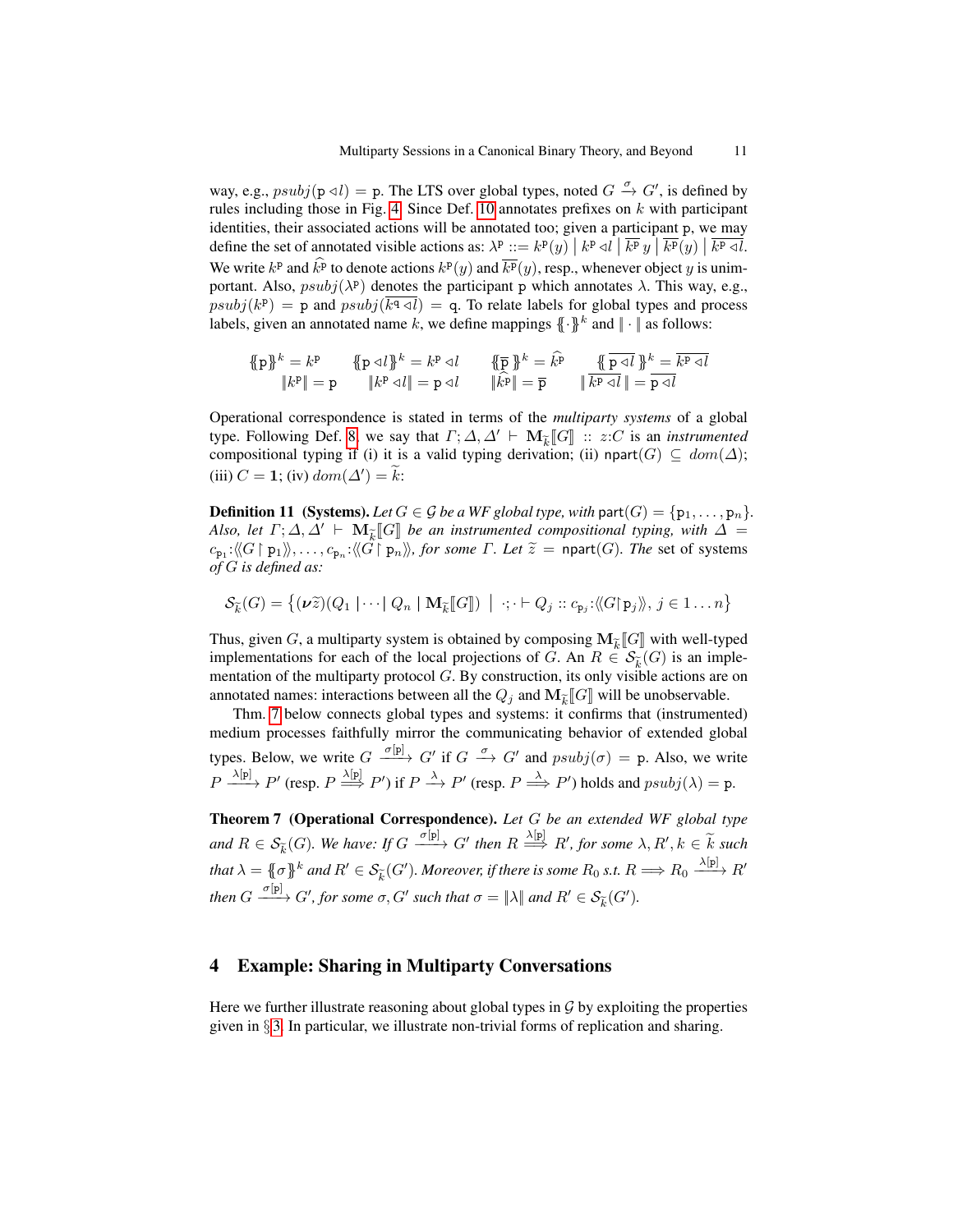way, e.g., $psubj(\mathtt{p} \triangleleft l) = \mathtt{p}$. The LTS over global types, noted $G \xrightarrow{\sigma} G'$, is defined by rules including those in Fig. 4. Since Def. 10 annotates prefixes on $k$ with participant identities, their associated actions will be annotated too; given a participant $\mathtt{p}$, we may define the set of annotated visible actions as: $\lambda^{\mathtt{p}} ::= k^{\mathtt{p}}(y) \mid k^{\mathtt{p}} \triangleleft l \mid \overline{k^{\mathtt{p}}}\, y \mid \overline{k^{\mathtt{p}}}(y) \mid \overline{k^{\mathtt{p}} \triangleleft l}$. We write $k^{\mathtt{p}}$ and $\widehat{k^{\mathtt{p}}}$ to denote actions $k^{\mathtt{p}}(y)$ and $\overline{k^{\mathtt{p}}}(y)$, resp., whenever object $y$ is unimportant. Also, $psubj(\lambda^{\mathtt{p}})$ denotes the participant $\mathtt{p}$ which annotates $\lambda$. This way, e.g., $psubj(k^{\mathtt{p}}) = \mathtt{p}$ and $psubj(\overline{k^{\mathtt{q}} \triangleleft l}) = \mathtt{q}$. To relate labels for global types and process labels, given an annotated name $k$, we define mappings $\{\!\{\cdot\}\!\}^k$ and $\| \cdot \|$ as follows:

$$
\begin{array}{cccc}
\{\!\{\mathtt{p}\}\!\}^k = k^{\mathtt{p}} & \{\!\{\mathtt{p} \triangleleft l\}\!\}^k = k^{\mathtt{p}} \triangleleft l & \{\!\{\overline{\mathtt{p}}\}\!\}^k = \widehat{k^{\mathtt{p}}} & \{\!\{\overline{\mathtt{p} \triangleleft l}\}\!\}^k = \overline{k^{\mathtt{p}} \triangleleft l} \\
\|k^{\mathtt{p}}\| = \mathtt{p} & \|k^{\mathtt{p}} \triangleleft l\| = \mathtt{p} \triangleleft l & \|\widehat{k^{\mathtt{p}}}\| = \overline{\mathtt{p}} & \|\overline{k^{\mathtt{p}} \triangleleft l}\| = \overline{\mathtt{p} \triangleleft l}
\end{array}
$$

Operational correspondence is stated in terms of the *multiparty systems* of a global type. Following Def. 8, we say that $\Gamma; \Delta, \Delta' \vdash \mathbf{M}_{\widetilde{k}}[\![G]\!] :: z{:}C$ is an *instrumented* compositional typing if (i) it is a valid typing derivation; (ii) $\mathsf{npart}(G) \subseteq dom(\Delta)$; (iii) $C = \mathbf{1}$; (iv) $dom(\Delta') = \widetilde{k}$:

**Definition 11 (Systems).** *Let $G \in \mathcal{G}$ be a WF global type, with $\mathsf{part}(G) = \{\mathtt{p}_1, \ldots, \mathtt{p}_n\}$. Also, let $\Gamma; \Delta, \Delta' \vdash \mathbf{M}_{\widetilde{k}}[\![G]\!]$ be an instrumented compositional typing, with $\Delta = c_{\mathtt{p}_1}{:}\langle\!\langle G \upharpoonright \mathtt{p}_1 \rangle\!\rangle, \ldots, c_{\mathtt{p}_n}{:}\langle\!\langle G \upharpoonright \mathtt{p}_n \rangle\!\rangle$, for some $\Gamma$. Let $\widetilde{z} = \mathsf{npart}(G)$. The* set of systems *of $G$ is defined as:*

$$
\mathcal{S}_{\widetilde{k}}(G) = \big\{ (\boldsymbol{\nu}\widetilde{z})(Q_1 \mid \cdots \mid Q_n \mid \mathbf{M}_{\widetilde{k}}[\![G]\!]) \;\big|\; \cdot; \cdot \vdash Q_j :: c_{\mathtt{p}_j}{:}\langle\!\langle G \upharpoonright \mathtt{p}_j \rangle\!\rangle,\ j \in 1 \ldots n \big\}
$$

Thus, given $G$, a multiparty system is obtained by composing $\mathbf{M}_{\widetilde{k}}[\![G]\!]$ with well-typed implementations for each of the local projections of $G$. An $R \in \mathcal{S}_{\widetilde{k}}(G)$ is an implementation of the multiparty protocol $G$. By construction, its only visible actions are on annotated names: interactions between all the $Q_j$ and $\mathbf{M}_{\widetilde{k}}[\![G]\!]$ will be unobservable.

Thm. 7 below connects global types and systems: it confirms that (instrumented) medium processes faithfully mirror the communicating behavior of extended global types. Below, we write $G \xrightarrow{\sigma[\mathtt{p}]} G'$ if $G \xrightarrow{\sigma} G'$ and $psubj(\sigma) = \mathtt{p}$. Also, we write $P \xrightarrow{\lambda[\mathtt{p}]} P'$ (resp. $P \xRightarrow{\lambda[\mathtt{p}]} P'$) if $P \xrightarrow{\lambda} P'$ (resp. $P \xRightarrow{\lambda} P'$) holds and $psubj(\lambda) = \mathtt{p}$.

**Theorem 7 (Operational Correspondence).** *Let $G$ be an extended WF global type and $R \in \mathcal{S}_{\widetilde{k}}(G)$. We have: If $G \xrightarrow{\sigma[\mathtt{p}]} G'$ then $R \xRightarrow{\lambda[\mathtt{p}]} R'$, for some $\lambda, R', k \in \widetilde{k}$ such that $\lambda = \{\!\{\sigma\}\!\}^k$ and $R' \in \mathcal{S}_{\widetilde{k}}(G')$. Moreover, if there is some $R_0$ s.t. $R \Longrightarrow R_0 \xrightarrow{\lambda[\mathtt{p}]} R'$ then $G \xrightarrow{\sigma[\mathtt{p}]} G'$, for some $\sigma, G'$ such that $\sigma = \|\lambda\|$ and $R' \in \mathcal{S}_{\widetilde{k}}(G')$.*

## 4 Example: Sharing in Multiparty Conversations

Here we further illustrate reasoning about global types in $\mathcal{G}$ by exploiting the properties given in §3. In particular, we illustrate non-trivial forms of replication and sharing.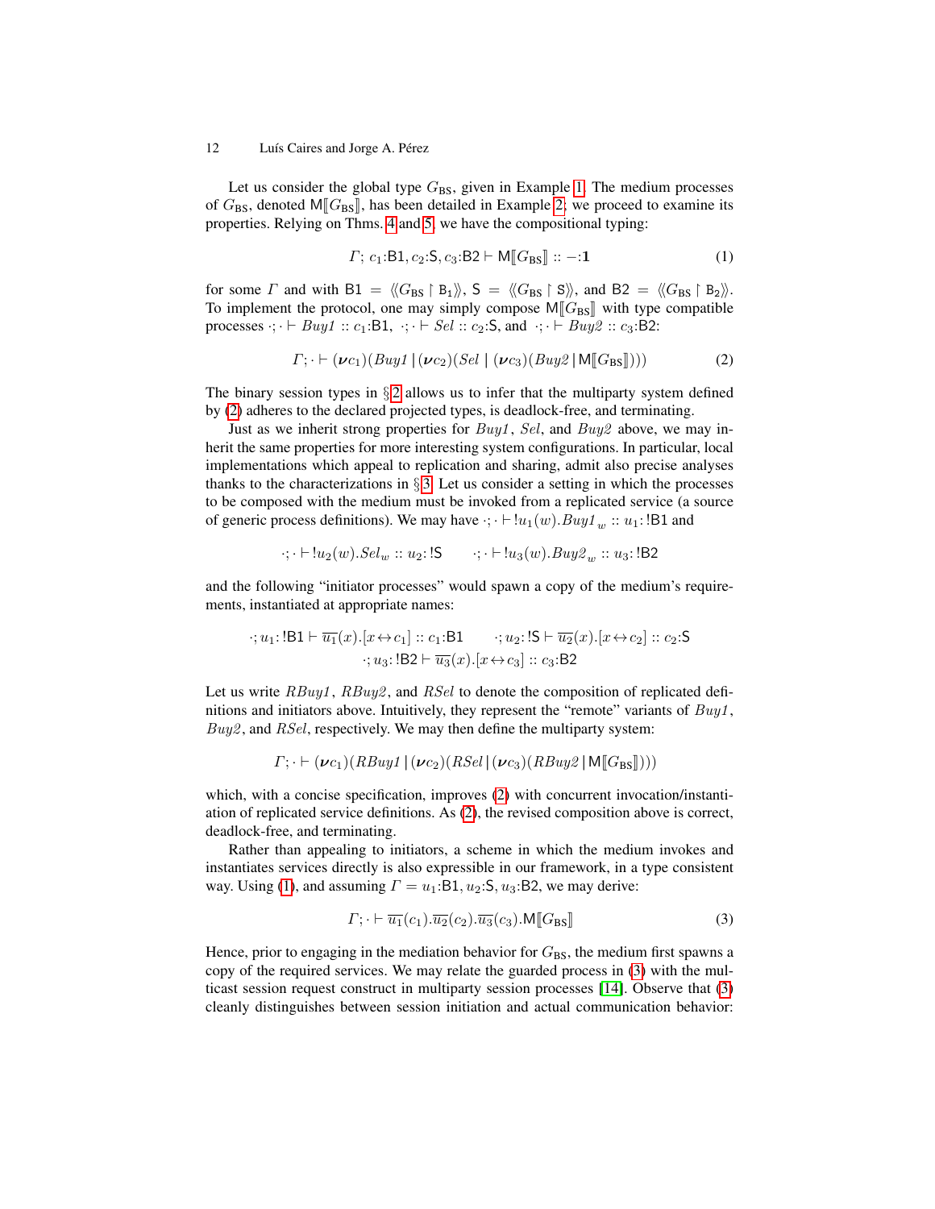Let us consider the global type $G_{\text{BS}}$, given in Example 1. The medium processes of $G_{\text{BS}}$, denoted $\mathsf{M}[\![G_{\text{BS}}]\!]$, has been detailed in Example 2; we proceed to examine its properties. Relying on Thms. 4 and 5, we have the compositional typing:

$$\Gamma;\, c_1{:}\mathsf{B1}, c_2{:}\mathsf{S}, c_3{:}\mathsf{B2} \vdash \mathsf{M}[\![G_{\text{BS}}]\!] :: -{:}\mathbf{1} \tag{1}$$

for some $\Gamma$ and with $\mathsf{B1} = \langle\!\langle G_{\text{BS}} \upharpoonright \mathtt{B}_1 \rangle\!\rangle$, $\mathsf{S} = \langle\!\langle G_{\text{BS}} \upharpoonright \mathtt{S} \rangle\!\rangle$, and $\mathsf{B2} = \langle\!\langle G_{\text{BS}} \upharpoonright \mathtt{B}_2 \rangle\!\rangle$. To implement the protocol, one may simply compose $\mathsf{M}[\![G_{\text{BS}}]\!]$ with type compatible processes $\cdot;\cdot \vdash \mathit{Buy1} :: c_1{:}\mathsf{B1}$, $\cdot;\cdot \vdash \mathit{Sel} :: c_2{:}\mathsf{S}$, and $\cdot;\cdot \vdash \mathit{Buy2} :: c_3{:}\mathsf{B2}$:

$$\Gamma;\cdot \vdash (\boldsymbol{\nu} c_1)(\mathit{Buy1} \mid (\boldsymbol{\nu} c_2)(\mathit{Sel} \mid (\boldsymbol{\nu} c_3)(\mathit{Buy2} \mid \mathsf{M}[\![G_{\text{BS}}]\!]))) \tag{2}$$

The binary session types in §2 allows us to infer that the multiparty system defined by (2) adheres to the declared projected types, is deadlock-free, and terminating.

Just as we inherit strong properties for *Buy1*, *Sel*, and *Buy2* above, we may inherit the same properties for more interesting system configurations. In particular, local implementations which appeal to replication and sharing, admit also precise analyses thanks to the characterizations in §3. Let us consider a setting in which the processes to be composed with the medium must be invoked from a replicated service (a source of generic process definitions). We may have $\cdot;\cdot \vdash\, !u_1(w).\mathit{Buy1}_w :: u_1{:}\,!\mathsf{B1}$ and

$$\cdot;\cdot \vdash\, !u_2(w).\mathit{Sel}_w :: u_2{:}\,!\mathsf{S} \qquad \cdot;\cdot \vdash\, !u_3(w).\mathit{Buy2}_w :: u_3{:}\,!\mathsf{B2}$$

and the following "initiator processes" would spawn a copy of the medium's requirements, instantiated at appropriate names:

$$\cdot; u_1{:}\,!\mathsf{B1} \vdash \overline{u_1}(x).[x \leftrightarrow c_1] :: c_1{:}\mathsf{B1} \qquad \cdot; u_2{:}\,!\mathsf{S} \vdash \overline{u_2}(x).[x \leftrightarrow c_2] :: c_2{:}\mathsf{S}$$
$$\cdot; u_3{:}\,!\mathsf{B2} \vdash \overline{u_3}(x).[x \leftrightarrow c_3] :: c_3{:}\mathsf{B2}$$

Let us write *RBuy1*, *RBuy2*, and *RSel* to denote the composition of replicated definitions and initiators above. Intuitively, they represent the "remote" variants of *Buy1*, *Buy2*, and *RSel*, respectively. We may then define the multiparty system:

$$\Gamma;\cdot \vdash (\boldsymbol{\nu} c_1)(\mathit{RBuy1} \mid (\boldsymbol{\nu} c_2)(\mathit{RSel} \mid (\boldsymbol{\nu} c_3)(\mathit{RBuy2} \mid \mathsf{M}[\![G_{\text{BS}}]\!])))$$

which, with a concise specification, improves (2) with concurrent invocation/instantiation of replicated service definitions. As (2), the revised composition above is correct, deadlock-free, and terminating.

Rather than appealing to initiators, a scheme in which the medium invokes and instantiates services directly is also expressible in our framework, in a type consistent way. Using (1), and assuming $\Gamma = u_1{:}\mathsf{B1}, u_2{:}\mathsf{S}, u_3{:}\mathsf{B2}$, we may derive:

$$\Gamma;\cdot \vdash \overline{u_1}(c_1).\overline{u_2}(c_2).\overline{u_3}(c_3).\mathsf{M}[\![G_{\text{BS}}]\!] \tag{3}$$

Hence, prior to engaging in the mediation behavior for $G_{\text{BS}}$, the medium first spawns a copy of the required services. We may relate the guarded process in (3) with the multicast session request construct in multiparty session processes [14]. Observe that (3) cleanly distinguishes between session initiation and actual communication behavior: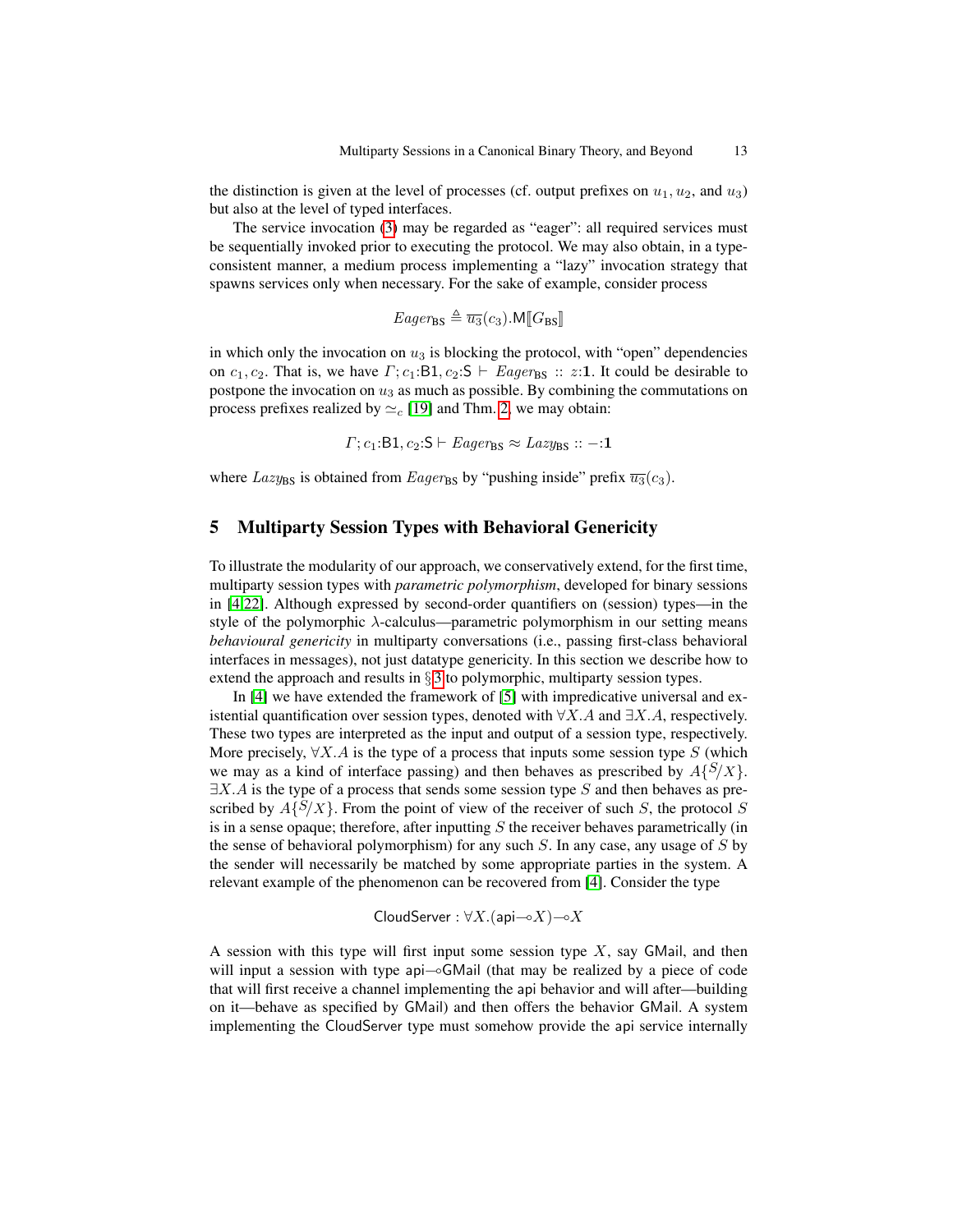the distinction is given at the level of processes (cf. output prefixes on $u_1, u_2$, and $u_3$) but also at the level of typed interfaces.

The service invocation (3) may be regarded as "eager": all required services must be sequentially invoked prior to executing the protocol. We may also obtain, in a type-consistent manner, a medium process implementing a "lazy" invocation strategy that spawns services only when necessary. For the sake of example, consider process

$$\mathit{Eager}_{\mathsf{BS}} \triangleq \overline{u_3}(c_3).\mathsf{M}[\![G_{\mathsf{BS}}]\!]$$

in which only the invocation on $u_3$ is blocking the protocol, with "open" dependencies on $c_1, c_2$. That is, we have $\Gamma; c_1{:}\mathsf{B1}, c_2{:}\mathsf{S} \vdash \mathit{Eager}_{\mathsf{BS}} :: z{:}\mathbf{1}$. It could be desirable to postpone the invocation on $u_3$ as much as possible. By combining the commutations on process prefixes realized by $\simeq_c$ [19] and Thm. 2, we may obtain:

$$\Gamma; c_1{:}\mathsf{B1}, c_2{:}\mathsf{S} \vdash \mathit{Eager}_{\mathsf{BS}} \approx \mathit{Lazy}_{\mathsf{BS}} :: -{:}\mathbf{1}$$

where $\mathit{Lazy}_{\mathsf{BS}}$ is obtained from $\mathit{Eager}_{\mathsf{BS}}$ by "pushing inside" prefix $\overline{u_3}(c_3)$.

## 5 Multiparty Session Types with Behavioral Genericity

To illustrate the modularity of our approach, we conservatively extend, for the first time, multiparty session types with *parametric polymorphism*, developed for binary sessions in [4,22]. Although expressed by second-order quantifiers on (session) types—in the style of the polymorphic $\lambda$-calculus—parametric polymorphism in our setting means *behavioural genericity* in multiparty conversations (i.e., passing first-class behavioral interfaces in messages), not just datatype genericity. In this section we describe how to extend the approach and results in §3 to polymorphic, multiparty session types.

In [4] we have extended the framework of [5] with impredicative universal and existential quantification over session types, denoted with $\forall X.A$ and $\exists X.A$, respectively. These two types are interpreted as the input and output of a session type, respectively. More precisely, $\forall X.A$ is the type of a process that inputs some session type $S$ (which we may as a kind of interface passing) and then behaves as prescribed by $A\{S/X\}$. $\exists X.A$ is the type of a process that sends some session type $S$ and then behaves as prescribed by $A\{S/X\}$. From the point of view of the receiver of such $S$, the protocol $S$ is in a sense opaque; therefore, after inputting $S$ the receiver behaves parametrically (in the sense of behavioral polymorphism) for any such $S$. In any case, any usage of $S$ by the sender will necessarily be matched by some appropriate parties in the system. A relevant example of the phenomenon can be recovered from [4]. Consider the type

$$\mathsf{CloudServer} : \forall X.(\mathsf{api} \multimap X) \multimap X$$

A session with this type will first input some session type $X$, say $\mathsf{GMail}$, and then will input a session with type $\mathsf{api} \multimap \mathsf{GMail}$ (that may be realized by a piece of code that will first receive a channel implementing the api behavior and will after—building on it—behave as specified by $\mathsf{GMail}$) and then offers the behavior $\mathsf{GMail}$. A system implementing the $\mathsf{CloudServer}$ type must somehow provide the api service internally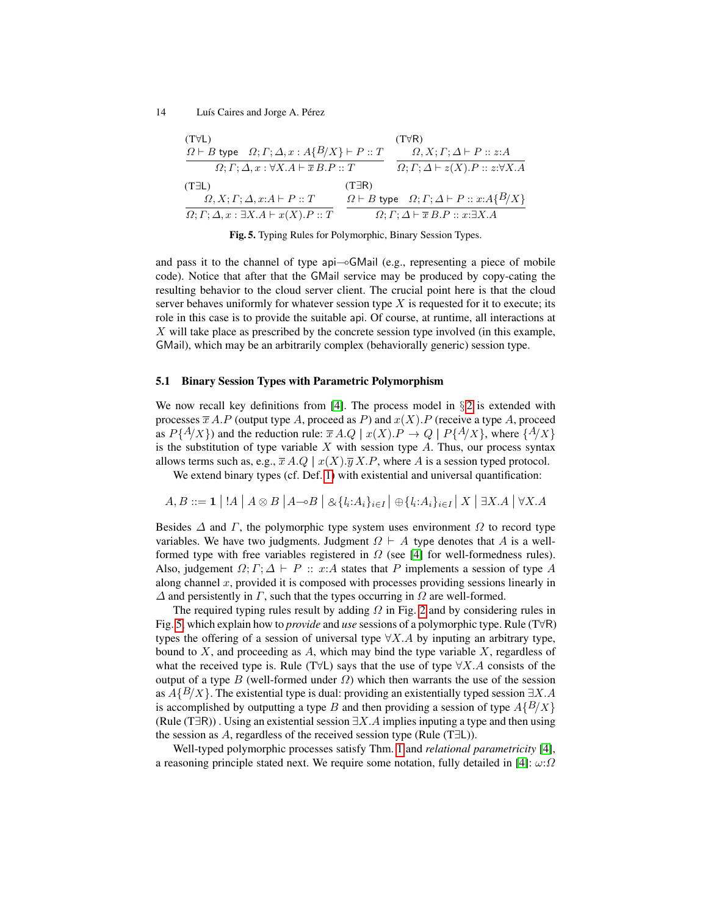$$\frac{\Omega \vdash B \;\mathsf{type} \quad \Omega; \Gamma; \Delta, x : A\{B/X\} \vdash P :: T}{\Omega; \Gamma; \Delta, x : \forall X.A \vdash \overline{x}\, B.P :: T}\;(\mathsf{T}\forall\mathsf{L}) \qquad \frac{\Omega, X; \Gamma; \Delta \vdash P :: z{:}A}{\Omega; \Gamma; \Delta \vdash z(X).P :: z{:}\forall X.A}\;(\mathsf{T}\forall\mathsf{R})$$

$$\frac{\Omega, X; \Gamma; \Delta, x{:}A \vdash P :: T}{\Omega; \Gamma; \Delta, x : \exists X.A \vdash x(X).P :: T}\;(\mathsf{T}\exists\mathsf{L}) \qquad \frac{\Omega \vdash B \;\mathsf{type} \quad \Omega; \Gamma; \Delta \vdash P :: x{:}A\{B/X\}}{\Omega; \Gamma; \Delta \vdash \overline{x}\, B.P :: x{:}\exists X.A}\;(\mathsf{T}\exists\mathsf{R})$$

**Fig. 5.** Typing Rules for Polymorphic, Binary Session Types.

and pass it to the channel of type api$\multimap$GMail (e.g., representing a piece of mobile code). Notice that after that the GMail service may be produced by copy-cating the resulting behavior to the cloud server client. The crucial point here is that the cloud server behaves uniformly for whatever session type $X$ is requested for it to execute; its role in this case is to provide the suitable api. Of course, at runtime, all interactions at $X$ will take place as prescribed by the concrete session type involved (in this example, GMail), which may be an arbitrarily complex (behaviorally generic) session type.

### 5.1 Binary Session Types with Parametric Polymorphism

We now recall key definitions from [4]. The process model in §2 is extended with processes $\overline{x}\, A.P$ (output type $A$, proceed as $P$) and $x(X).P$ (receive a type $A$, proceed as $P\{A/X\}$) and the reduction rule: $\overline{x}\, A.Q \mid x(X).P \to Q \mid P\{A/X\}$, where $\{A/X\}$ is the substitution of type variable $X$ with session type $A$. Thus, our process syntax allows terms such as, e.g., $\overline{x}\, A.Q \mid x(X).\overline{y}\, X.P$, where $A$ is a session typed protocol.

We extend binary types (cf. Def. 1) with existential and universal quantification:

$$A, B ::= \mathbf{1} \mid {!A} \mid A \otimes B \mid A \multimap B \mid \&\{l_i{:}A_i\}_{i \in I} \mid \oplus\{l_i{:}A_i\}_{i \in I} \mid X \mid \exists X.A \mid \forall X.A$$

Besides $\Delta$ and $\Gamma$, the polymorphic type system uses environment $\Omega$ to record type variables. We have two judgments. Judgment $\Omega \vdash A$ type denotes that $A$ is a well-formed type with free variables registered in $\Omega$ (see [4] for well-formedness rules). Also, judgement $\Omega; \Gamma; \Delta \vdash P :: x{:}A$ states that $P$ implements a session of type $A$ along channel $x$, provided it is composed with processes providing sessions linearly in $\Delta$ and persistently in $\Gamma$, such that the types occurring in $\Omega$ are well-formed.

The required typing rules result by adding $\Omega$ in Fig. 2 and by considering rules in Fig. 5, which explain how to *provide* and *use* sessions of a polymorphic type. Rule (T$\forall$R) types the offering of a session of universal type $\forall X.A$ by inputing an arbitrary type, bound to $X$, and proceeding as $A$, which may bind the type variable $X$, regardless of what the received type is. Rule (T$\forall$L) says that the use of type $\forall X.A$ consists of the output of a type $B$ (well-formed under $\Omega$) which then warrants the use of the session as $A\{B/X\}$. The existential type is dual: providing an existentially typed session $\exists X.A$ is accomplished by outputting a type $B$ and then providing a session of type $A\{B/X\}$ (Rule (T$\exists$R)) . Using an existential session $\exists X.A$ implies inputing a type and then using the session as $A$, regardless of the received session type (Rule (T$\exists$L)).

Well-typed polymorphic processes satisfy Thm. 1 and *relational parametricity* [4], a reasoning principle stated next. We require some notation, fully detailed in [4]: $\omega{:}\Omega$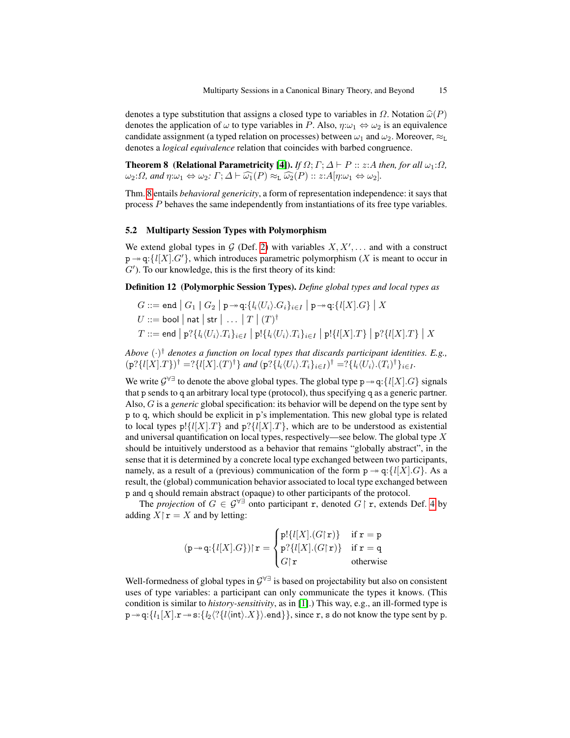denotes a type substitution that assigns a closed type to variables in $\Omega$. Notation $\widehat{\omega}(P)$ denotes the application of $\omega$ to type variables in $P$. Also, $\eta{:}\omega_1 \Leftrightarrow \omega_2$ is an equivalence candidate assignment (a typed relation on processes) between $\omega_1$ and $\omega_2$. Moreover, $\approx_{\mathtt{L}}$ denotes a *logical equivalence* relation that coincides with barbed congruence.

**Theorem 8 (Relational Parametricity [4]).** *If $\Omega; \Gamma; \Delta \vdash P :: z{:}A$ then, for all $\omega_1{:}\Omega$, $\omega_2{:}\Omega$, and $\eta{:}\omega_1 \Leftrightarrow \omega_2$: $\Gamma; \Delta \vdash \widehat{\omega_1}(P) \approx_{\mathtt{L}} \widehat{\omega_2}(P) :: z{:}A[\eta{:}\omega_1 \Leftrightarrow \omega_2]$.*

Thm. 8 entails *behavioral genericity*, a form of representation independence: it says that process $P$ behaves the same independently from instantiations of its free type variables.

### 5.2 Multiparty Session Types with Polymorphism

We extend global types in $\mathcal{G}$ (Def. 2) with variables $X, X', \ldots$ and with a construct $\mathtt{p} \twoheadrightarrow \mathtt{q}{:}\{l[X].G'\}$, which introduces parametric polymorphism ($X$ is meant to occur in $G'$). To our knowledge, this is the first theory of its kind:

**Definition 12 (Polymorphic Session Types).** *Define global types and local types as*

$$
\begin{aligned}
G &::= \mathtt{end} \mid G_1 \mid G_2 \mid \mathtt{p} \twoheadrightarrow \mathtt{q}{:}\{l_i\langle U_i\rangle.G_i\}_{i\in I} \mid \mathtt{p} \twoheadrightarrow \mathtt{q}{:}\{l[X].G\} \mid X \\
U &::= \mathsf{bool} \mid \mathsf{nat} \mid \mathsf{str} \mid \ \ldots \ \mid T \mid (T)^{\dagger} \\
T &::= \mathtt{end} \mid \mathtt{p}?\{l_i\langle U_i\rangle.T_i\}_{i\in I} \mid \mathtt{p}!\{l_i\langle U_i\rangle.T_i\}_{i\in I} \mid \mathtt{p}!\{l[X].T\} \mid \mathtt{p}?\{l[X].T\} \mid X
\end{aligned}
$$

*Above $(\cdot)^{\dagger}$ denotes a function on local types that discards participant identities. E.g., $(\mathtt{p}?\{l[X].T\})^{\dagger} = ?\{l[X].(T)^{\dagger}\}$ and $(\mathtt{p}?\{l_i\langle U_i\rangle.T_i\}_{i\in I})^{\dagger} = ?\{l_i\langle U_i\rangle.(T_i)^{\dagger}\}_{i\in I}$.*

We write $\mathcal{G}^{\forall\exists}$ to denote the above global types. The global type $\mathtt{p} \twoheadrightarrow \mathtt{q}{:}\{l[X].G\}$ signals that $\mathtt{p}$ sends to $\mathtt{q}$ an arbitrary local type (protocol), thus specifying $\mathtt{q}$ as a generic partner. Also, $G$ is a *generic* global specification: its behavior will be depend on the type sent by $\mathtt{p}$ to $\mathtt{q}$, which should be explicit in $\mathtt{p}$'s implementation. This new global type is related to local types $\mathtt{p}!\{l[X].T\}$ and $\mathtt{p}?\{l[X].T\}$, which are to be understood as existential and universal quantification on local types, respectively—see below. The global type $X$ should be intuitively understood as a behavior that remains "globally abstract", in the sense that it is determined by a concrete local type exchanged between two participants, namely, as a result of a (previous) communication of the form $\mathtt{p} \twoheadrightarrow \mathtt{q}{:}\{l[X].G\}$. As a result, the (global) communication behavior associated to local type exchanged between $\mathtt{p}$ and $\mathtt{q}$ should remain abstract (opaque) to other participants of the protocol.

The *projection* of $G \in \mathcal{G}^{\forall\exists}$ onto participant $\mathtt{r}$, denoted $G\!\upharpoonright\!\mathtt{r}$, extends Def. 4 by adding $X\!\upharpoonright\!\mathtt{r} = X$ and by letting:

$$
(\mathtt{p} \twoheadrightarrow \mathtt{q}{:}\{l[X].G\})\!\upharpoonright\!\mathtt{r} = \begin{cases} \mathtt{p}!\{l[X].(G\!\upharpoonright\!\mathtt{r})\} & \text{if } \mathtt{r} = \mathtt{p} \\ \mathtt{p}?\{l[X].(G\!\upharpoonright\!\mathtt{r})\} & \text{if } \mathtt{r} = \mathtt{q} \\ G\!\upharpoonright\!\mathtt{r} & \text{otherwise} \end{cases}
$$

Well-formedness of global types in $\mathcal{G}^{\forall\exists}$ is based on projectability but also on consistent uses of type variables: a participant can only communicate the types it knows. (This condition is similar to *history-sensitivity*, as in [1].) This way, e.g., an ill-formed type is $\mathtt{p} \twoheadrightarrow \mathtt{q}{:}\{l_1[X].\mathtt{r} \twoheadrightarrow \mathtt{s}{:}\{l_2\langle ?\{l\langle \mathsf{int}\rangle.X\}\rangle.\mathtt{end}\}\}$, since $\mathtt{r}$, $\mathtt{s}$ do not know the type sent by $\mathtt{p}$.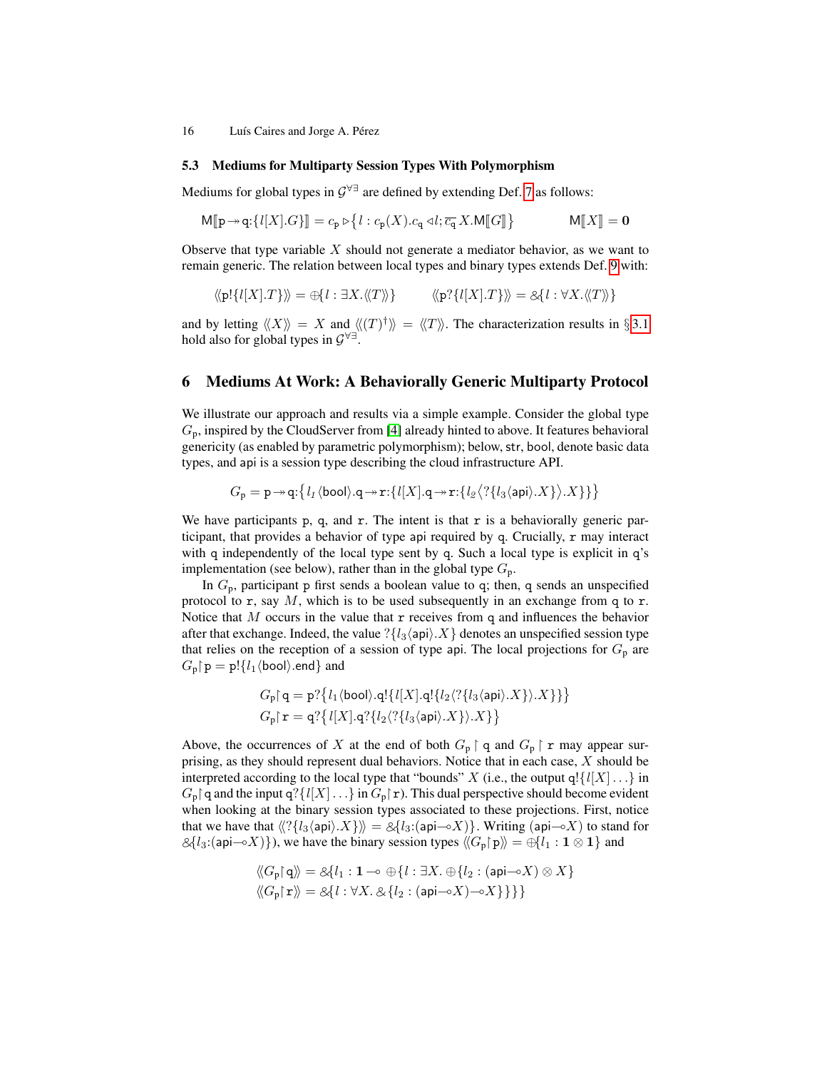### 5.3 Mediums for Multiparty Session Types With Polymorphism

Mediums for global types in $\mathcal{G}^{\forall\exists}$ are defined by extending Def. 7 as follows:

$$\mathsf{M}[\![\mathtt{p} \twoheadrightarrow \mathtt{q}{:}\{l[X].G\}]\!] = c_{\mathtt{p}} \triangleright \big\{ l : c_{\mathtt{p}}(X).c_{\mathtt{q}} \triangleleft l; \overline{c_{\mathtt{q}}}\, X.\mathsf{M}[\![G]\!] \big\} \qquad \mathsf{M}[\![X]\!] = \mathbf{0}$$

Observe that type variable $X$ should not generate a mediator behavior, as we want to remain generic. The relation between local types and binary types extends Def. 9 with:

$$\langle\!\langle \mathtt{p}!\{l[X].T\} \rangle\!\rangle = \oplus\{l : \exists X. \langle\!\langle T \rangle\!\rangle\} \qquad \langle\!\langle \mathtt{p}?\{l[X].T\} \rangle\!\rangle = \&\{l : \forall X. \langle\!\langle T \rangle\!\rangle\}$$

and by letting $\langle\!\langle X \rangle\!\rangle = X$ and $\langle\!\langle (T)^{\dagger} \rangle\!\rangle = \langle\!\langle T \rangle\!\rangle$. The characterization results in §3.1 hold also for global types in $\mathcal{G}^{\forall\exists}$.

## 6 Mediums At Work: A Behaviorally Generic Multiparty Protocol

We illustrate our approach and results via a simple example. Consider the global type $G_{\mathtt{p}}$, inspired by the CloudServer from [4] already hinted to above. It features behavioral genericity (as enabled by parametric polymorphism); below, $\mathsf{str}$, $\mathsf{bool}$, denote basic data types, and $\mathsf{api}$ is a session type describing the cloud infrastructure API.

$$G_{\mathtt{p}} = \mathtt{p} \twoheadrightarrow \mathtt{q}{:}\big\{ l_1 \langle \mathsf{bool} \rangle . \mathtt{q} \twoheadrightarrow \mathtt{r}{:}\{ l[X]. \mathtt{q} \twoheadrightarrow \mathtt{r}{:}\{ l_2 \big\langle ?\{ l_3 \langle \mathsf{api} \rangle . X\} \big\rangle . X\}\}\big\}$$

We have participants $\mathtt{p}$, $\mathtt{q}$, and $\mathtt{r}$. The intent is that $\mathtt{r}$ is a behaviorally generic participant, that provides a behavior of type $\mathsf{api}$ required by $\mathtt{q}$. Crucially, $\mathtt{r}$ may interact with $\mathtt{q}$ independently of the local type sent by $\mathtt{q}$. Such a local type is explicit in $\mathtt{q}$'s implementation (see below), rather than in the global type $G_{\mathtt{p}}$.

In $G_{\mathtt{p}}$, participant $\mathtt{p}$ first sends a boolean value to $\mathtt{q}$; then, $\mathtt{q}$ sends an unspecified protocol to $\mathtt{r}$, say $M$, which is to be used subsequently in an exchange from $\mathtt{q}$ to $\mathtt{r}$. Notice that $M$ occurs in the value that $\mathtt{r}$ receives from $\mathtt{q}$ and influences the behavior after that exchange. Indeed, the value $?\{l_3\langle \mathsf{api} \rangle.X\}$ denotes an unspecified session type that relies on the reception of a session of type $\mathsf{api}$. The local projections for $G_{\mathtt{p}}$ are $G_{\mathtt{p}}\!\upharpoonright\!\mathtt{p} = \mathtt{p}!\{l_1\langle \mathsf{bool} \rangle.\mathsf{end}\}$ and

$$G_{\mathtt{p}}\!\upharpoonright\!\mathtt{q} = \mathtt{p}?\big\{ l_1 \langle \mathsf{bool} \rangle . \mathtt{q}!\{ l[X]. \mathtt{q}!\{ l_2 \langle ?\{ l_3 \langle \mathsf{api} \rangle . X\} \rangle . X\}\}\big\}$$
$$G_{\mathtt{p}}\!\upharpoonright\!\mathtt{r} = \mathtt{q}?\big\{ l[X]. \mathtt{q}?\{ l_2 \langle ?\{ l_3 \langle \mathsf{api} \rangle . X\} \rangle . X\}\big\}$$

Above, the occurrences of $X$ at the end of both $G_{\mathtt{p}} \upharpoonright \mathtt{q}$ and $G_{\mathtt{p}} \upharpoonright \mathtt{r}$ may appear surprising, as they should represent dual behaviors. Notice that in each case, $X$ should be interpreted according to the local type that "bounds" $X$ (i.e., the output $\mathtt{q}!\{l[X]\ldots\}$ in $G_{\mathtt{p}}\!\upharpoonright\!\mathtt{q}$ and the input $\mathtt{q}?\{l[X]\ldots\}$ in $G_{\mathtt{p}}\!\upharpoonright\!\mathtt{r}$). This dual perspective should become evident when looking at the binary session types associated to these projections. First, notice that we have that $\langle\!\langle ?\{l_3\langle \mathsf{api} \rangle.X\} \rangle\!\rangle = \&\{l_3{:}(\mathsf{api} \multimap X)\}$. Writing $(\mathsf{api} \multimap X)$ to stand for $\&\{l_3{:}(\mathsf{api} \multimap X)\}$), we have the binary session types $\langle\!\langle G_{\mathtt{p}}\!\upharpoonright\!\mathtt{p} \rangle\!\rangle = \oplus\{l_1 : \mathbf{1} \otimes \mathbf{1}\}$ and

$$\langle\!\langle G_{\mathtt{p}}\!\upharpoonright\!\mathtt{q} \rangle\!\rangle = \&\{ l_1 : \mathbf{1} \multimap \oplus\{ l : \exists X. \oplus\{ l_2 : (\mathsf{api} \multimap X) \otimes X \}$$
$$\langle\!\langle G_{\mathtt{p}}\!\upharpoonright\!\mathtt{r} \rangle\!\rangle = \&\{ l : \forall X. \&\{ l_2 : (\mathsf{api} \multimap X) \multimap X\}\}\}\}$$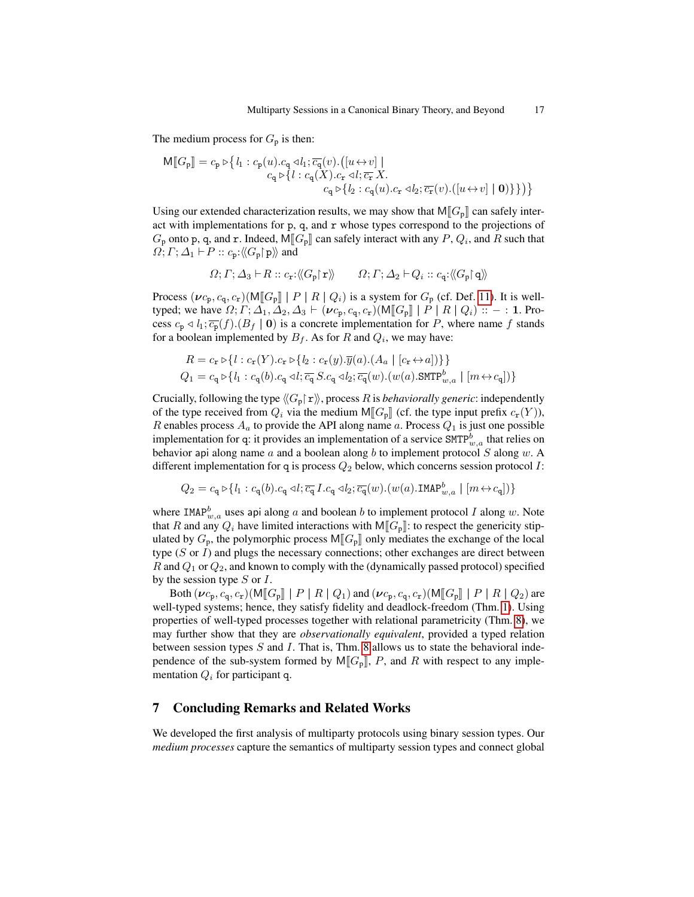The medium process for $G_{\mathtt{p}}$ is then:

$$
\begin{aligned}
\mathsf{M}[\![G_{\mathtt{p}}]\!] = c_{\mathtt{p}} \triangleright \big\{ l_1 : c_{\mathtt{p}}(u).c_{\mathtt{q}} \triangleleft l_1; \overline{c_{\mathtt{q}}}(v).\big([u \leftrightarrow v] \mid \\
c_{\mathtt{q}} \triangleright \{ l : c_{\mathtt{q}}(X).c_{\mathtt{r}} \triangleleft l; \overline{c_{\mathtt{r}}}\, X. \\
c_{\mathtt{q}} \triangleright \{ l_2 : c_{\mathtt{q}}(u).c_{\mathtt{r}} \triangleleft l_2; \overline{c_{\mathtt{r}}}(v).([u \leftrightarrow v] \mid \mathbf{0})\}\}\big)\big\}
\end{aligned}
$$

Using our extended characterization results, we may show that $\mathsf{M}[\![G_{\mathtt{p}}]\!]$ can safely interact with implementations for $\mathtt{p}$, $\mathtt{q}$, and $\mathtt{r}$ whose types correspond to the projections of $G_{\mathtt{p}}$ onto $\mathtt{p}$, $\mathtt{q}$, and $\mathtt{r}$. Indeed, $\mathsf{M}[\![G_{\mathtt{p}}]\!]$ can safely interact with any $P$, $Q_i$, and $R$ such that $\Omega; \Gamma; \Delta_1 \vdash P :: c_{\mathtt{p}}{:}\langle\!\langle G_{\mathtt{p}} \!\upharpoonright\! \mathtt{p} \rangle\!\rangle$ and

$$
\Omega; \Gamma; \Delta_3 \vdash R :: c_{\mathtt{r}}{:}\langle\!\langle G_{\mathtt{p}} \!\upharpoonright\! \mathtt{r} \rangle\!\rangle \qquad \Omega; \Gamma; \Delta_2 \vdash Q_i :: c_{\mathtt{q}}{:}\langle\!\langle G_{\mathtt{p}} \!\upharpoonright\! \mathtt{q} \rangle\!\rangle
$$

Process $(\boldsymbol{\nu} c_{\mathtt{p}}, c_{\mathtt{q}}, c_{\mathtt{r}})(\mathsf{M}[\![G_{\mathtt{p}}]\!] \mid P \mid R \mid Q_i)$ is a system for $G_{\mathtt{p}}$ (cf. Def. 11). It is well-typed; we have $\Omega; \Gamma; \Delta_1, \Delta_2, \Delta_3 \vdash (\boldsymbol{\nu} c_{\mathtt{p}}, c_{\mathtt{q}}, c_{\mathtt{r}})(\mathsf{M}[\![G_{\mathtt{p}}]\!] \mid P \mid R \mid Q_i) :: - : \mathbf{1}$. Process $c_{\mathtt{p}} \triangleleft l_1; \overline{c_{\mathtt{p}}}(f).(B_f \mid \mathbf{0})$ is a concrete implementation for $P$, where name $f$ stands for a boolean implemented by $B_f$. As for $R$ and $Q_i$, we may have:

$$
\begin{aligned}
R &= c_{\mathtt{r}} \triangleright \{ l : c_{\mathtt{r}}(Y).c_{\mathtt{r}} \triangleright \{ l_2 : c_{\mathtt{r}}(y).\overline{y}(a).(A_a \mid [c_{\mathtt{r}} \leftrightarrow a])\}\} \\
Q_1 &= c_{\mathtt{q}} \triangleright \{ l_1 : c_{\mathtt{q}}(b).c_{\mathtt{q}} \triangleleft l; \overline{c_{\mathtt{q}}}\, S.c_{\mathtt{q}} \triangleleft l_2; \overline{c_{\mathtt{q}}}(w).(w(a).\mathtt{SMTP}^b_{w,a} \mid [m \leftrightarrow c_{\mathtt{q}}])\}
\end{aligned}
$$

Crucially, following the type $\langle\!\langle G_{\mathtt{p}} \!\upharpoonright\! \mathtt{r} \rangle\!\rangle$, process $R$ is *behaviorally generic*: independently of the type received from $Q_i$ via the medium $\mathsf{M}[\![G_{\mathtt{p}}]\!]$ (cf. the type input prefix $c_{\mathtt{r}}(Y)$), $R$ enables process $A_a$ to provide the API along name $a$. Process $Q_1$ is just one possible implementation for $\mathtt{q}$: it provides an implementation of a service $\mathtt{SMTP}^b_{w,a}$ that relies on behavior $\mathsf{api}$ along name $a$ and a boolean along $b$ to implement protocol $S$ along $w$. A different implementation for $\mathtt{q}$ is process $Q_2$ below, which concerns session protocol $I$:

$$
Q_2 = c_{\mathtt{q}} \triangleright \{ l_1 : c_{\mathtt{q}}(b).c_{\mathtt{q}} \triangleleft l; \overline{c_{\mathtt{q}}}\, I.c_{\mathtt{q}} \triangleleft l_2; \overline{c_{\mathtt{q}}}(w).(w(a).\mathtt{IMAP}^b_{w,a} \mid [m \leftrightarrow c_{\mathtt{q}}])\}
$$

where $\mathtt{IMAP}^b_{w,a}$ uses $\mathsf{api}$ along $a$ and boolean $b$ to implement protocol $I$ along $w$. Note that $R$ and any $Q_i$ have limited interactions with $\mathsf{M}[\![G_{\mathtt{p}}]\!]$: to respect the genericity stipulated by $G_{\mathtt{p}}$, the polymorphic process $\mathsf{M}[\![G_{\mathtt{p}}]\!]$ only mediates the exchange of the local type ($S$ or $I$) and plugs the necessary connections; other exchanges are direct between $R$ and $Q_1$ or $Q_2$, and known to comply with the (dynamically passed protocol) specified by the session type $S$ or $I$.

Both $(\boldsymbol{\nu} c_{\mathtt{p}}, c_{\mathtt{q}}, c_{\mathtt{r}})(\mathsf{M}[\![G_{\mathtt{p}}]\!] \mid P \mid R \mid Q_1)$ and $(\boldsymbol{\nu} c_{\mathtt{p}}, c_{\mathtt{q}}, c_{\mathtt{r}})(\mathsf{M}[\![G_{\mathtt{p}}]\!] \mid P \mid R \mid Q_2)$ are well-typed systems; hence, they satisfy fidelity and deadlock-freedom (Thm. 1). Using properties of well-typed processes together with relational parametricity (Thm. 8), we may further show that they are *observationally equivalent*, provided a typed relation between session types $S$ and $I$. That is, Thm. 8 allows us to state the behavioral independence of the sub-system formed by $\mathsf{M}[\![G_{\mathtt{p}}]\!]$, $P$, and $R$ with respect to any implementation $Q_i$ for participant $\mathtt{q}$.

## 7 Concluding Remarks and Related Works

We developed the first analysis of multiparty protocols using binary session types. Our *medium processes* capture the semantics of multiparty session types and connect global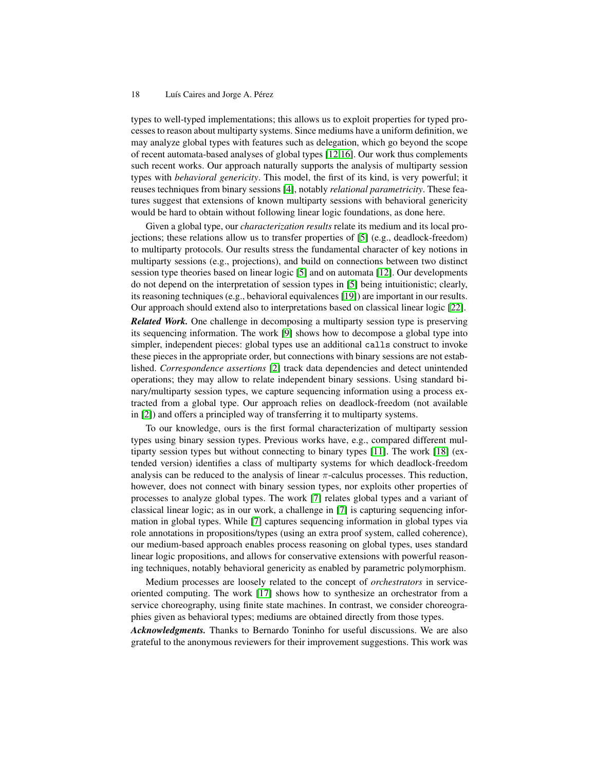types to well-typed implementations; this allows us to exploit properties for typed processes to reason about multiparty systems. Since mediums have a uniform definition, we may analyze global types with features such as delegation, which go beyond the scope of recent automata-based analyses of global types [12,16]. Our work thus complements such recent works. Our approach naturally supports the analysis of multiparty session types with *behavioral genericity*. This model, the first of its kind, is very powerful; it reuses techniques from binary sessions [4], notably *relational parametricity*. These features suggest that extensions of known multiparty sessions with behavioral genericity would be hard to obtain without following linear logic foundations, as done here.

Given a global type, our *characterization results* relate its medium and its local projections; these relations allow us to transfer properties of [5] (e.g., deadlock-freedom) to multiparty protocols. Our results stress the fundamental character of key notions in multiparty sessions (e.g., projections), and build on connections between two distinct session type theories based on linear logic [5] and on automata [12]. Our developments do not depend on the interpretation of session types in [5] being intuitionistic; clearly, its reasoning techniques (e.g., behavioral equivalences [19]) are important in our results. Our approach should extend also to interpretations based on classical linear logic [22].

***Related Work.*** One challenge in decomposing a multiparty session type is preserving its sequencing information. The work [9] shows how to decompose a global type into simpler, independent pieces: global types use an additional `calls` construct to invoke these pieces in the appropriate order, but connections with binary sessions are not established. *Correspondence assertions* [2] track data dependencies and detect unintended operations; they may allow to relate independent binary sessions. Using standard binary/multiparty session types, we capture sequencing information using a process extracted from a global type. Our approach relies on deadlock-freedom (not available in [2]) and offers a principled way of transferring it to multiparty systems.

To our knowledge, ours is the first formal characterization of multiparty session types using binary session types. Previous works have, e.g., compared different multiparty session types but without connecting to binary types [11]. The work [18] (extended version) identifies a class of multiparty systems for which deadlock-freedom analysis can be reduced to the analysis of linear $\pi$-calculus processes. This reduction, however, does not connect with binary session types, nor exploits other properties of processes to analyze global types. The work [7] relates global types and a variant of classical linear logic; as in our work, a challenge in [7] is capturing sequencing information in global types. While [7] captures sequencing information in global types via role annotations in propositions/types (using an extra proof system, called coherence), our medium-based approach enables process reasoning on global types, uses standard linear logic propositions, and allows for conservative extensions with powerful reasoning techniques, notably behavioral genericity as enabled by parametric polymorphism.

Medium processes are loosely related to the concept of *orchestrators* in service-oriented computing. The work [17] shows how to synthesize an orchestrator from a service choreography, using finite state machines. In contrast, we consider choreographies given as behavioral types; mediums are obtained directly from those types.

***Acknowledgments.*** Thanks to Bernardo Toninho for useful discussions. We are also grateful to the anonymous reviewers for their improvement suggestions. This work was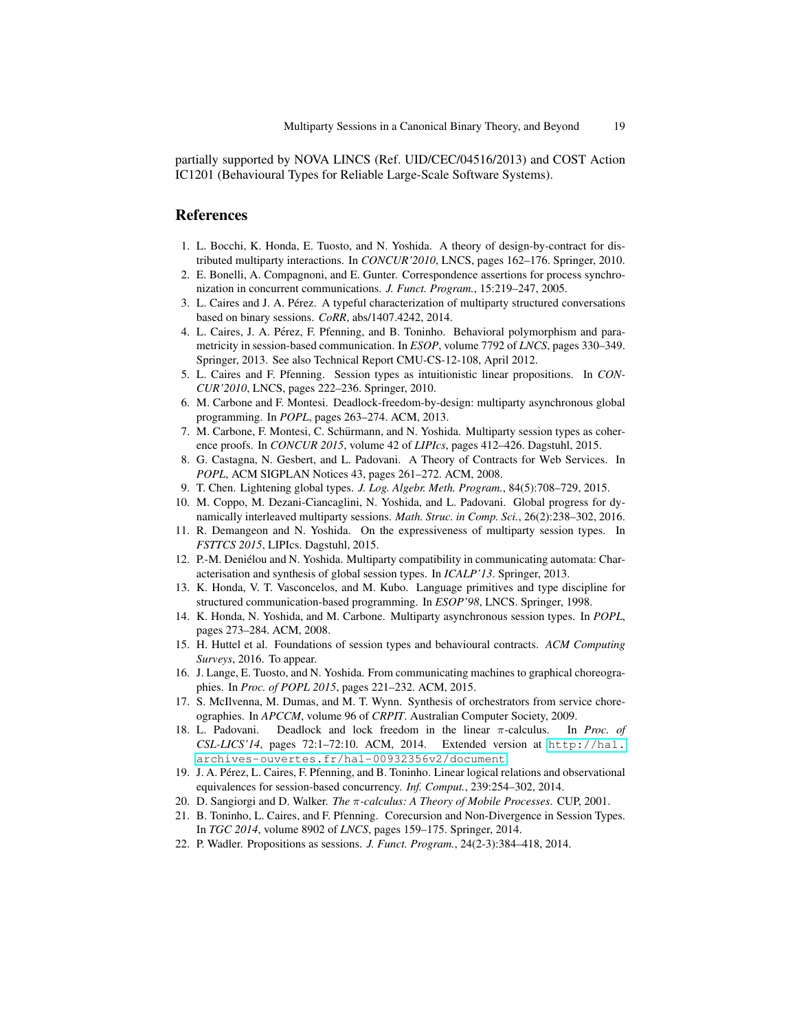partially supported by NOVA LINCS (Ref. UID/CEC/04516/2013) and COST Action IC1201 (Behavioural Types for Reliable Large-Scale Software Systems).

## References

1. L. Bocchi, K. Honda, E. Tuosto, and N. Yoshida. A theory of design-by-contract for distributed multiparty interactions. In *CONCUR'2010*, LNCS, pages 162–176. Springer, 2010.
2. E. Bonelli, A. Compagnoni, and E. Gunter. Correspondence assertions for process synchronization in concurrent communications. *J. Funct. Program.*, 15:219–247, 2005.
3. L. Caires and J. A. Pérez. A typeful characterization of multiparty structured conversations based on binary sessions. *CoRR*, abs/1407.4242, 2014.
4. L. Caires, J. A. Pérez, F. Pfenning, and B. Toninho. Behavioral polymorphism and parametricity in session-based communication. In *ESOP*, volume 7792 of *LNCS*, pages 330–349. Springer, 2013. See also Technical Report CMU-CS-12-108, April 2012.
5. L. Caires and F. Pfenning. Session types as intuitionistic linear propositions. In *CONCUR'2010*, LNCS, pages 222–236. Springer, 2010.
6. M. Carbone and F. Montesi. Deadlock-freedom-by-design: multiparty asynchronous global programming. In *POPL*, pages 263–274. ACM, 2013.
7. M. Carbone, F. Montesi, C. Schürmann, and N. Yoshida. Multiparty session types as coherence proofs. In *CONCUR 2015*, volume 42 of *LIPIcs*, pages 412–426. Dagstuhl, 2015.
8. G. Castagna, N. Gesbert, and L. Padovani. A Theory of Contracts for Web Services. In *POPL*, ACM SIGPLAN Notices 43, pages 261–272. ACM, 2008.
9. T. Chen. Lightening global types. *J. Log. Algebr. Meth. Program.*, 84(5):708–729, 2015.
10. M. Coppo, M. Dezani-Ciancaglini, N. Yoshida, and L. Padovani. Global progress for dynamically interleaved multiparty sessions. *Math. Struc. in Comp. Sci.*, 26(2):238–302, 2016.
11. R. Demangeon and N. Yoshida. On the expressiveness of multiparty session types. In *FSTTCS 2015*, LIPIcs. Dagstuhl, 2015.
12. P.-M. Deniélou and N. Yoshida. Multiparty compatibility in communicating automata: Characterisation and synthesis of global session types. In *ICALP'13*. Springer, 2013.
13. K. Honda, V. T. Vasconcelos, and M. Kubo. Language primitives and type discipline for structured communication-based programming. In *ESOP'98*, LNCS. Springer, 1998.
14. K. Honda, N. Yoshida, and M. Carbone. Multiparty asynchronous session types. In *POPL*, pages 273–284. ACM, 2008.
15. H. Huttel et al. Foundations of session types and behavioural contracts. *ACM Computing Surveys*, 2016. To appear.
16. J. Lange, E. Tuosto, and N. Yoshida. From communicating machines to graphical choreographies. In *Proc. of POPL 2015*, pages 221–232. ACM, 2015.
17. S. McIlvenna, M. Dumas, and M. T. Wynn. Synthesis of orchestrators from service choreographies. In *APCCM*, volume 96 of *CRPIT*. Australian Computer Society, 2009.
18. L. Padovani. Deadlock and lock freedom in the linear $\pi$-calculus. In *Proc. of CSL-LICS'14*, pages 72:1–72:10. ACM, 2014. Extended version at http://hal.archives-ouvertes.fr/hal-00932356v2/document
19. J. A. Pérez, L. Caires, F. Pfenning, and B. Toninho. Linear logical relations and observational equivalences for session-based concurrency. *Inf. Comput.*, 239:254–302, 2014.
20. D. Sangiorgi and D. Walker. *The $\pi$-calculus: A Theory of Mobile Processes*. CUP, 2001.
21. B. Toninho, L. Caires, and F. Pfenning. Corecursion and Non-Divergence in Session Types. In *TGC 2014*, volume 8902 of *LNCS*, pages 159–175. Springer, 2014.
22. P. Wadler. Propositions as sessions. *J. Funct. Program.*, 24(2-3):384–418, 2014.